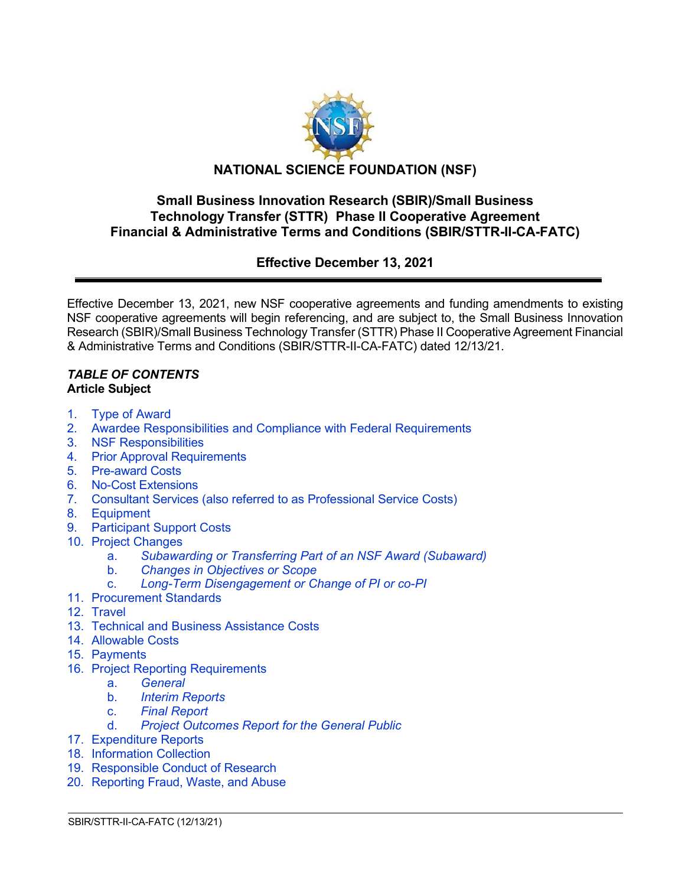# NATIONAL SCIENCE FOUNDATION (NSF)

## Small Business Innovation Research (SBIR)/Small Business Technology Transfer (STTR) Phase II Cooperative Agreement Financial & Administrative Terms and Conditions (SBIR/STTR-II-CA-FATC)

### Effective December 13, 2021

Effective December 13, 2021, new NSF cooperative agreements and funding amendments to existing NSF cooperative agreements will begin referencing, and are subject to, the Small Business Innovation Research (SBIR)/Small Business Technology Transfer (STTR) Phase II Cooperative Agreement Financial & Administrative Terms and Conditions (SBIR/STTR-II-CA-FATC) dated 12/13/21.

***TABLE OF CONTENTS***

**Article Subject**

1. Type of Award
2. Awardee Responsibilities and Compliance with Federal Requirements
3. NSF Responsibilities
4. Prior Approval Requirements
5. Pre-award Costs
6. No-Cost Extensions
7. Consultant Services (also referred to as Professional Service Costs)
8. Equipment
9. Participant Support Costs
10. Project Changes
    a. *Subawarding or Transferring Part of an NSF Award (Subaward)*
    b. *Changes in Objectives or Scope*
    c. *Long-Term Disengagement or Change of PI or co-PI*
11. Procurement Standards
12. Travel
13. Technical and Business Assistance Costs
14. Allowable Costs
15. Payments
16. Project Reporting Requirements
    a. *General*
    b. *Interim Reports*
    c. *Final Report*
    d. *Project Outcomes Report for the General Public*
17. Expenditure Reports
18. Information Collection
19. Responsible Conduct of Research
20. Reporting Fraud, Waste, and Abuse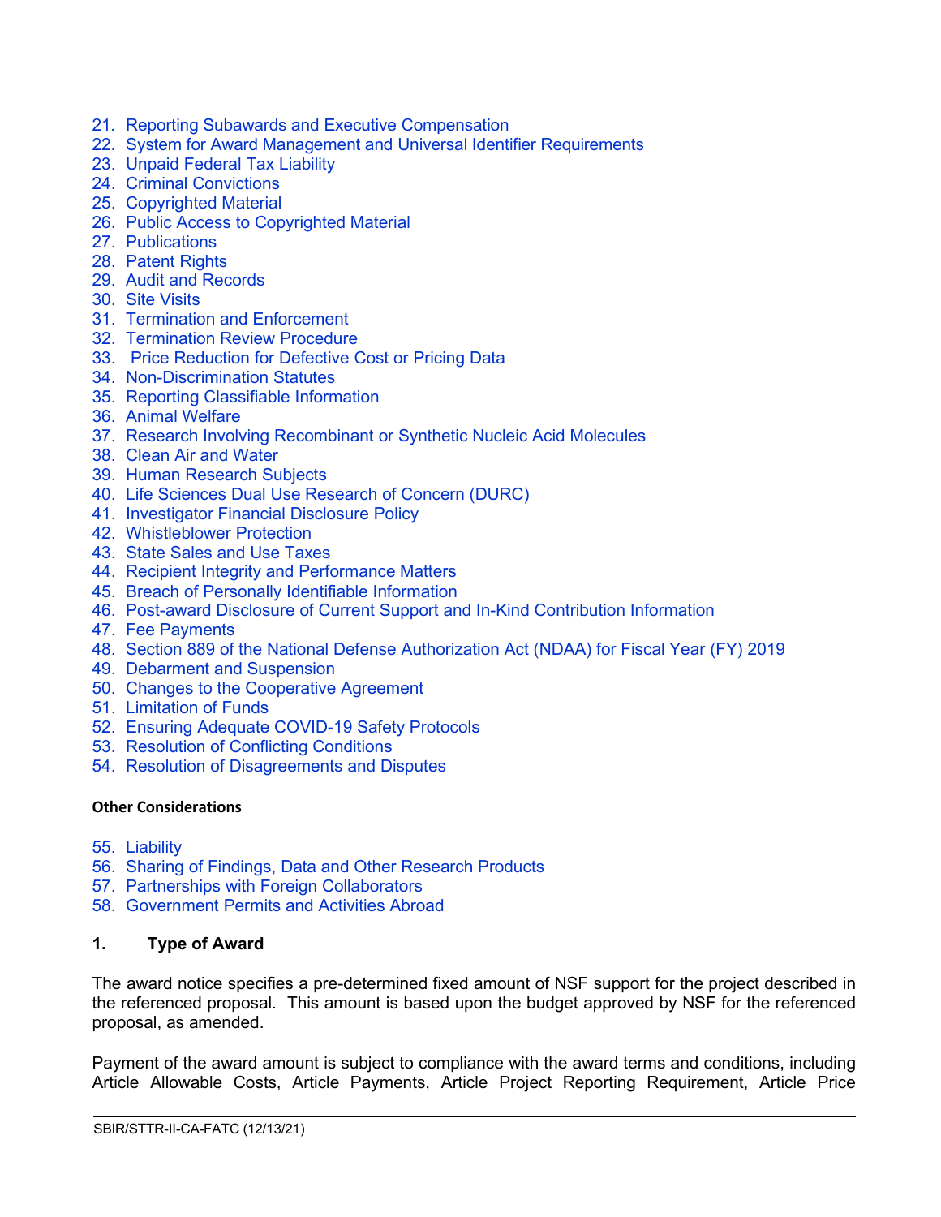21. Reporting Subawards and Executive Compensation
22. System for Award Management and Universal Identifier Requirements
23. Unpaid Federal Tax Liability
24. Criminal Convictions
25. Copyrighted Material
26. Public Access to Copyrighted Material
27. Publications
28. Patent Rights
29. Audit and Records
30. Site Visits
31. Termination and Enforcement
32. Termination Review Procedure
33. Price Reduction for Defective Cost or Pricing Data
34. Non-Discrimination Statutes
35. Reporting Classifiable Information
36. Animal Welfare
37. Research Involving Recombinant or Synthetic Nucleic Acid Molecules
38. Clean Air and Water
39. Human Research Subjects
40. Life Sciences Dual Use Research of Concern (DURC)
41. Investigator Financial Disclosure Policy
42. Whistleblower Protection
43. State Sales and Use Taxes
44. Recipient Integrity and Performance Matters
45. Breach of Personally Identifiable Information
46. Post-award Disclosure of Current Support and In-Kind Contribution Information
47. Fee Payments
48. Section 889 of the National Defense Authorization Act (NDAA) for Fiscal Year (FY) 2019
49. Debarment and Suspension
50. Changes to the Cooperative Agreement
51. Limitation of Funds
52. Ensuring Adequate COVID-19 Safety Protocols
53. Resolution of Conflicting Conditions
54. Resolution of Disagreements and Disputes

**Other Considerations**

55. Liability
56. Sharing of Findings, Data and Other Research Products
57. Partnerships with Foreign Collaborators
58. Government Permits and Activities Abroad

## 1. Type of Award

The award notice specifies a pre-determined fixed amount of NSF support for the project described in the referenced proposal. This amount is based upon the budget approved by NSF for the referenced proposal, as amended.

Payment of the award amount is subject to compliance with the award terms and conditions, including Article Allowable Costs, Article Payments, Article Project Reporting Requirement, Article Price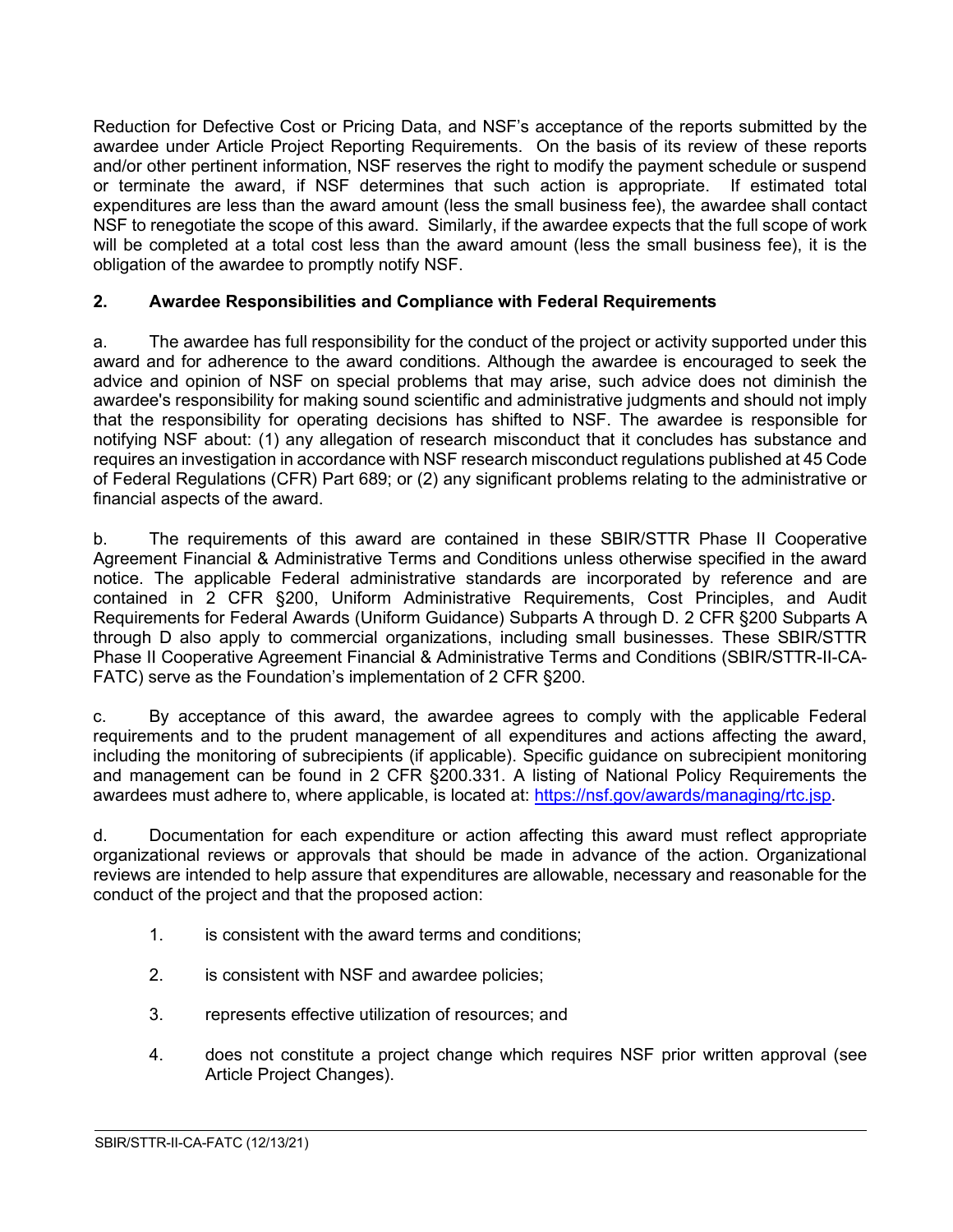Reduction for Defective Cost or Pricing Data, and NSF's acceptance of the reports submitted by the awardee under Article Project Reporting Requirements. On the basis of its review of these reports and/or other pertinent information, NSF reserves the right to modify the payment schedule or suspend or terminate the award, if NSF determines that such action is appropriate. If estimated total expenditures are less than the award amount (less the small business fee), the awardee shall contact NSF to renegotiate the scope of this award. Similarly, if the awardee expects that the full scope of work will be completed at a total cost less than the award amount (less the small business fee), it is the obligation of the awardee to promptly notify NSF.

**2. Awardee Responsibilities and Compliance with Federal Requirements**

a. The awardee has full responsibility for the conduct of the project or activity supported under this award and for adherence to the award conditions. Although the awardee is encouraged to seek the advice and opinion of NSF on special problems that may arise, such advice does not diminish the awardee's responsibility for making sound scientific and administrative judgments and should not imply that the responsibility for operating decisions has shifted to NSF. The awardee is responsible for notifying NSF about: (1) any allegation of research misconduct that it concludes has substance and requires an investigation in accordance with NSF research misconduct regulations published at 45 Code of Federal Regulations (CFR) Part 689; or (2) any significant problems relating to the administrative or financial aspects of the award.

b. The requirements of this award are contained in these SBIR/STTR Phase II Cooperative Agreement Financial & Administrative Terms and Conditions unless otherwise specified in the award notice. The applicable Federal administrative standards are incorporated by reference and are contained in 2 CFR §200, Uniform Administrative Requirements, Cost Principles, and Audit Requirements for Federal Awards (Uniform Guidance) Subparts A through D. 2 CFR §200 Subparts A through D also apply to commercial organizations, including small businesses. These SBIR/STTR Phase II Cooperative Agreement Financial & Administrative Terms and Conditions (SBIR/STTR-II-CA-FATC) serve as the Foundation's implementation of 2 CFR §200.

c. By acceptance of this award, the awardee agrees to comply with the applicable Federal requirements and to the prudent management of all expenditures and actions affecting the award, including the monitoring of subrecipients (if applicable). Specific guidance on subrecipient monitoring and management can be found in 2 CFR §200.331. A listing of National Policy Requirements the awardees must adhere to, where applicable, is located at: https://nsf.gov/awards/managing/rtc.jsp.

d. Documentation for each expenditure or action affecting this award must reflect appropriate organizational reviews or approvals that should be made in advance of the action. Organizational reviews are intended to help assure that expenditures are allowable, necessary and reasonable for the conduct of the project and that the proposed action:

1. is consistent with the award terms and conditions;
2. is consistent with NSF and awardee policies;
3. represents effective utilization of resources; and
4. does not constitute a project change which requires NSF prior written approval (see Article Project Changes).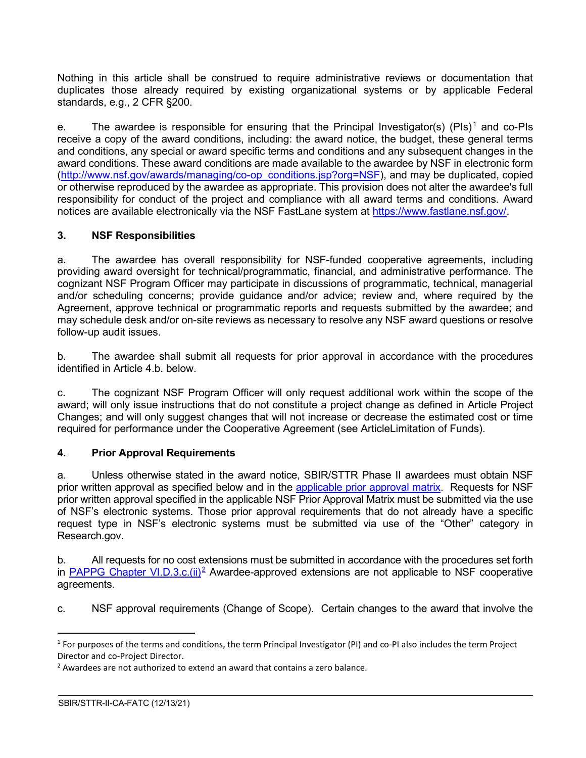Nothing in this article shall be construed to require administrative reviews or documentation that duplicates those already required by existing organizational systems or by applicable Federal standards, e.g., 2 CFR §200.

e. The awardee is responsible for ensuring that the Principal Investigator(s) (PIs)[1] and co-PIs receive a copy of the award conditions, including: the award notice, the budget, these general terms and conditions, any special or award specific terms and conditions and any subsequent changes in the award conditions. These award conditions are made available to the awardee by NSF in electronic form (http://www.nsf.gov/awards/managing/co-op_conditions.jsp?org=NSF), and may be duplicated, copied or otherwise reproduced by the awardee as appropriate. This provision does not alter the awardee's full responsibility for conduct of the project and compliance with all award terms and conditions. Award notices are available electronically via the NSF FastLane system at https://www.fastlane.nsf.gov/.

## 3. NSF Responsibilities

a. The awardee has overall responsibility for NSF-funded cooperative agreements, including providing award oversight for technical/programmatic, financial, and administrative performance. The cognizant NSF Program Officer may participate in discussions of programmatic, technical, managerial and/or scheduling concerns; provide guidance and/or advice; review and, where required by the Agreement, approve technical or programmatic reports and requests submitted by the awardee; and may schedule desk and/or on-site reviews as necessary to resolve any NSF award questions or resolve follow-up audit issues.

b. The awardee shall submit all requests for prior approval in accordance with the procedures identified in Article 4.b. below.

c. The cognizant NSF Program Officer will only request additional work within the scope of the award; will only issue instructions that do not constitute a project change as defined in Article Project Changes; and will only suggest changes that will not increase or decrease the estimated cost or time required for performance under the Cooperative Agreement (see ArticleLimitation of Funds).

## 4. Prior Approval Requirements

a. Unless otherwise stated in the award notice, SBIR/STTR Phase II awardees must obtain NSF prior written approval as specified below and in the applicable prior approval matrix. Requests for NSF prior written approval specified in the applicable NSF Prior Approval Matrix must be submitted via the use of NSF's electronic systems. Those prior approval requirements that do not already have a specific request type in NSF's electronic systems must be submitted via use of the "Other" category in Research.gov.

b. All requests for no cost extensions must be submitted in accordance with the procedures set forth in PAPPG Chapter VI.D.3.c.(ii)[2] Awardee-approved extensions are not applicable to NSF cooperative agreements.

c. NSF approval requirements (Change of Scope). Certain changes to the award that involve the

---

[1] For purposes of the terms and conditions, the term Principal Investigator (PI) and co-PI also includes the term Project Director and co-Project Director.

[2] Awardees are not authorized to extend an award that contains a zero balance.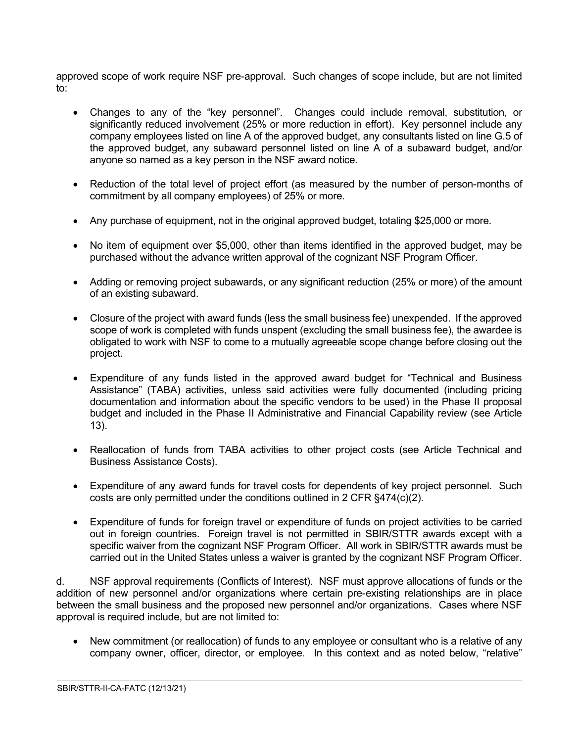approved scope of work require NSF pre-approval. Such changes of scope include, but are not limited to:

- Changes to any of the "key personnel". Changes could include removal, substitution, or significantly reduced involvement (25% or more reduction in effort). Key personnel include any company employees listed on line A of the approved budget, any consultants listed on line G.5 of the approved budget, any subaward personnel listed on line A of a subaward budget, and/or anyone so named as a key person in the NSF award notice.

- Reduction of the total level of project effort (as measured by the number of person-months of commitment by all company employees) of 25% or more.

- Any purchase of equipment, not in the original approved budget, totaling $25,000 or more.

- No item of equipment over $5,000, other than items identified in the approved budget, may be purchased without the advance written approval of the cognizant NSF Program Officer.

- Adding or removing project subawards, or any significant reduction (25% or more) of the amount of an existing subaward.

- Closure of the project with award funds (less the small business fee) unexpended. If the approved scope of work is completed with funds unspent (excluding the small business fee), the awardee is obligated to work with NSF to come to a mutually agreeable scope change before closing out the project.

- Expenditure of any funds listed in the approved award budget for "Technical and Business Assistance" (TABA) activities, unless said activities were fully documented (including pricing documentation and information about the specific vendors to be used) in the Phase II proposal budget and included in the Phase II Administrative and Financial Capability review (see Article 13).

- Reallocation of funds from TABA activities to other project costs (see Article Technical and Business Assistance Costs).

- Expenditure of any award funds for travel costs for dependents of key project personnel. Such costs are only permitted under the conditions outlined in 2 CFR §474(c)(2).

- Expenditure of funds for foreign travel or expenditure of funds on project activities to be carried out in foreign countries. Foreign travel is not permitted in SBIR/STTR awards except with a specific waiver from the cognizant NSF Program Officer. All work in SBIR/STTR awards must be carried out in the United States unless a waiver is granted by the cognizant NSF Program Officer.

d. NSF approval requirements (Conflicts of Interest). NSF must approve allocations of funds or the addition of new personnel and/or organizations where certain pre-existing relationships are in place between the small business and the proposed new personnel and/or organizations. Cases where NSF approval is required include, but are not limited to:

- New commitment (or reallocation) of funds to any employee or consultant who is a relative of any company owner, officer, director, or employee. In this context and as noted below, "relative"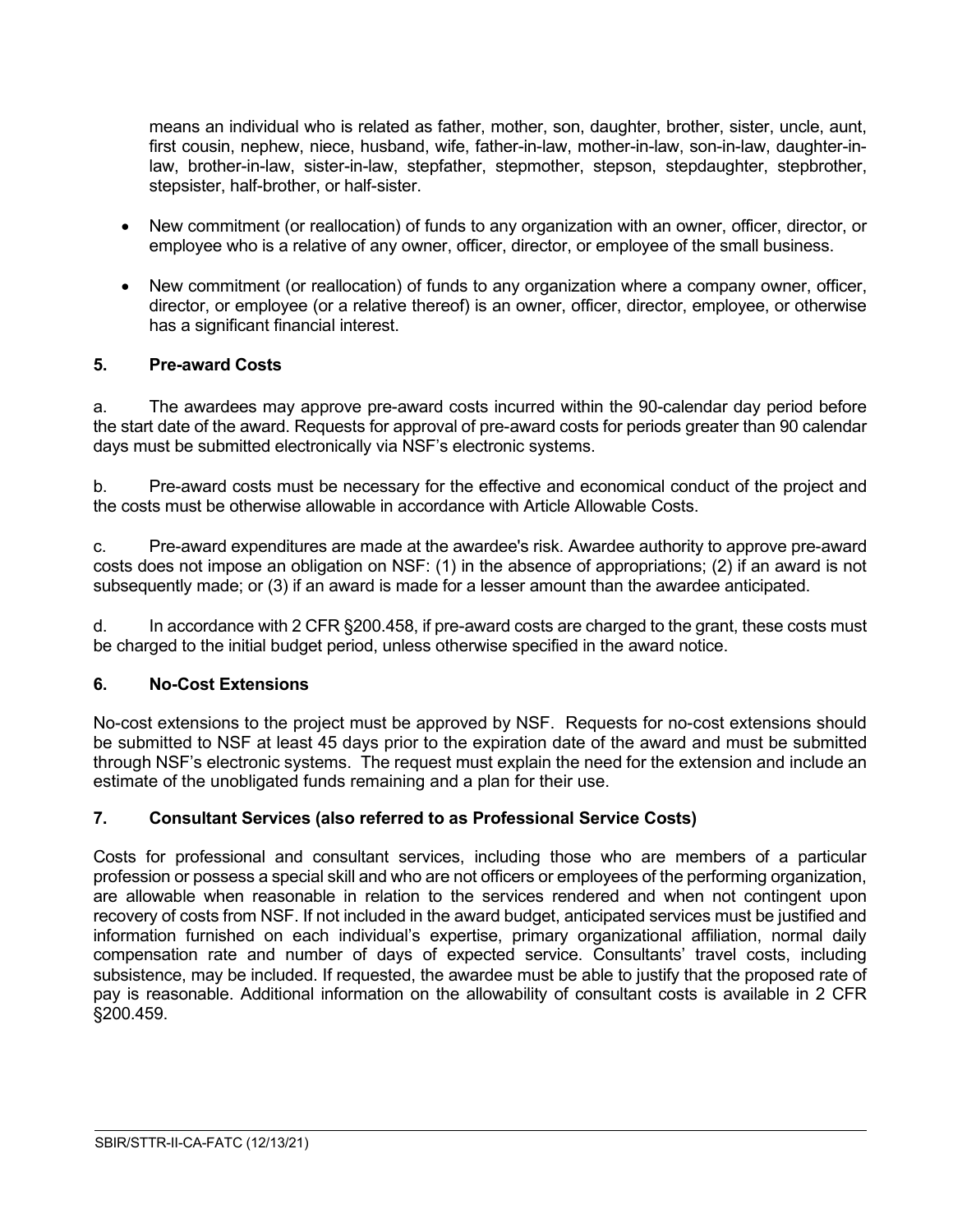means an individual who is related as father, mother, son, daughter, brother, sister, uncle, aunt, first cousin, nephew, niece, husband, wife, father-in-law, mother-in-law, son-in-law, daughter-in-law, brother-in-law, sister-in-law, stepfather, stepmother, stepson, stepdaughter, stepbrother, stepsister, half-brother, or half-sister.

- New commitment (or reallocation) of funds to any organization with an owner, officer, director, or employee who is a relative of any owner, officer, director, or employee of the small business.
- New commitment (or reallocation) of funds to any organization where a company owner, officer, director, or employee (or a relative thereof) is an owner, officer, director, employee, or otherwise has a significant financial interest.

### 5. Pre-award Costs

a. The awardees may approve pre-award costs incurred within the 90-calendar day period before the start date of the award. Requests for approval of pre-award costs for periods greater than 90 calendar days must be submitted electronically via NSF's electronic systems.

b. Pre-award costs must be necessary for the effective and economical conduct of the project and the costs must be otherwise allowable in accordance with Article Allowable Costs.

c. Pre-award expenditures are made at the awardee's risk. Awardee authority to approve pre-award costs does not impose an obligation on NSF: (1) in the absence of appropriations; (2) if an award is not subsequently made; or (3) if an award is made for a lesser amount than the awardee anticipated.

d. In accordance with 2 CFR §200.458, if pre-award costs are charged to the grant, these costs must be charged to the initial budget period, unless otherwise specified in the award notice.

### 6. No-Cost Extensions

No-cost extensions to the project must be approved by NSF. Requests for no-cost extensions should be submitted to NSF at least 45 days prior to the expiration date of the award and must be submitted through NSF's electronic systems. The request must explain the need for the extension and include an estimate of the unobligated funds remaining and a plan for their use.

### 7. Consultant Services (also referred to as Professional Service Costs)

Costs for professional and consultant services, including those who are members of a particular profession or possess a special skill and who are not officers or employees of the performing organization, are allowable when reasonable in relation to the services rendered and when not contingent upon recovery of costs from NSF. If not included in the award budget, anticipated services must be justified and information furnished on each individual's expertise, primary organizational affiliation, normal daily compensation rate and number of days of expected service. Consultants' travel costs, including subsistence, may be included. If requested, the awardee must be able to justify that the proposed rate of pay is reasonable. Additional information on the allowability of consultant costs is available in 2 CFR §200.459.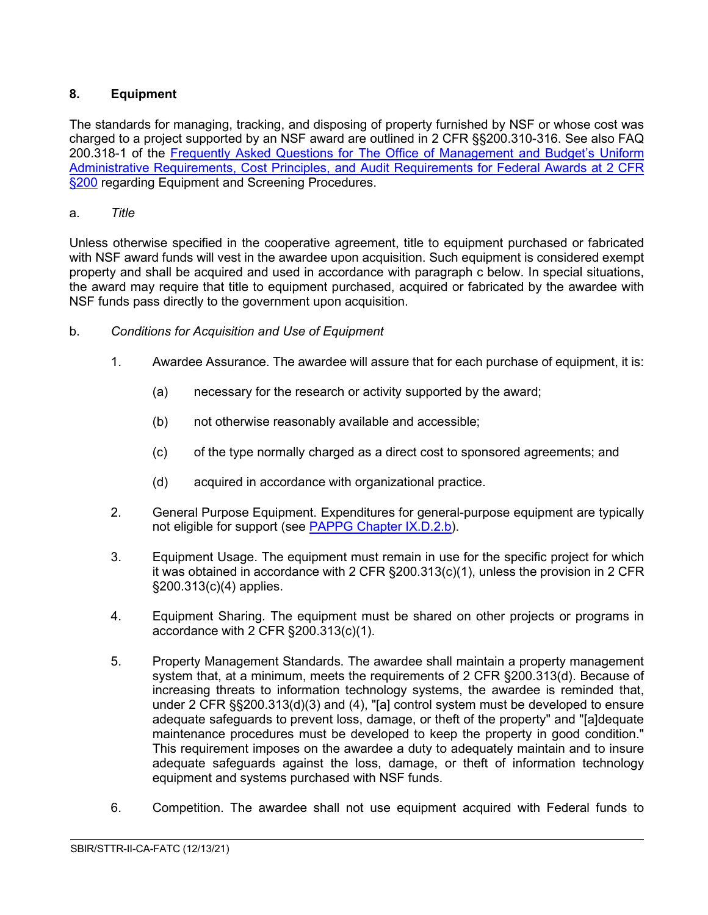## 8. Equipment

The standards for managing, tracking, and disposing of property furnished by NSF or whose cost was charged to a project supported by an NSF award are outlined in 2 CFR §§200.310-316. See also FAQ 200.318-1 of the [Frequently Asked Questions for The Office of Management and Budget's Uniform Administrative Requirements, Cost Principles, and Audit Requirements for Federal Awards at 2 CFR §200]() regarding Equipment and Screening Procedures.

a. *Title*

Unless otherwise specified in the cooperative agreement, title to equipment purchased or fabricated with NSF award funds will vest in the awardee upon acquisition. Such equipment is considered exempt property and shall be acquired and used in accordance with paragraph c below. In special situations, the award may require that title to equipment purchased, acquired or fabricated by the awardee with NSF funds pass directly to the government upon acquisition.

b. *Conditions for Acquisition and Use of Equipment*

1. Awardee Assurance. The awardee will assure that for each purchase of equipment, it is:

    (a) necessary for the research or activity supported by the award;

    (b) not otherwise reasonably available and accessible;

    (c) of the type normally charged as a direct cost to sponsored agreements; and

    (d) acquired in accordance with organizational practice.

2. General Purpose Equipment. Expenditures for general-purpose equipment are typically not eligible for support (see [PAPPG Chapter IX.D.2.b]()).

3. Equipment Usage. The equipment must remain in use for the specific project for which it was obtained in accordance with 2 CFR §200.313(c)(1), unless the provision in 2 CFR §200.313(c)(4) applies.

4. Equipment Sharing. The equipment must be shared on other projects or programs in accordance with 2 CFR §200.313(c)(1).

5. Property Management Standards. The awardee shall maintain a property management system that, at a minimum, meets the requirements of 2 CFR §200.313(d). Because of increasing threats to information technology systems, the awardee is reminded that, under 2 CFR §§200.313(d)(3) and (4), "[a] control system must be developed to ensure adequate safeguards to prevent loss, damage, or theft of the property" and "[a]dequate maintenance procedures must be developed to keep the property in good condition." This requirement imposes on the awardee a duty to adequately maintain and to insure adequate safeguards against the loss, damage, or theft of information technology equipment and systems purchased with NSF funds.

6. Competition. The awardee shall not use equipment acquired with Federal funds to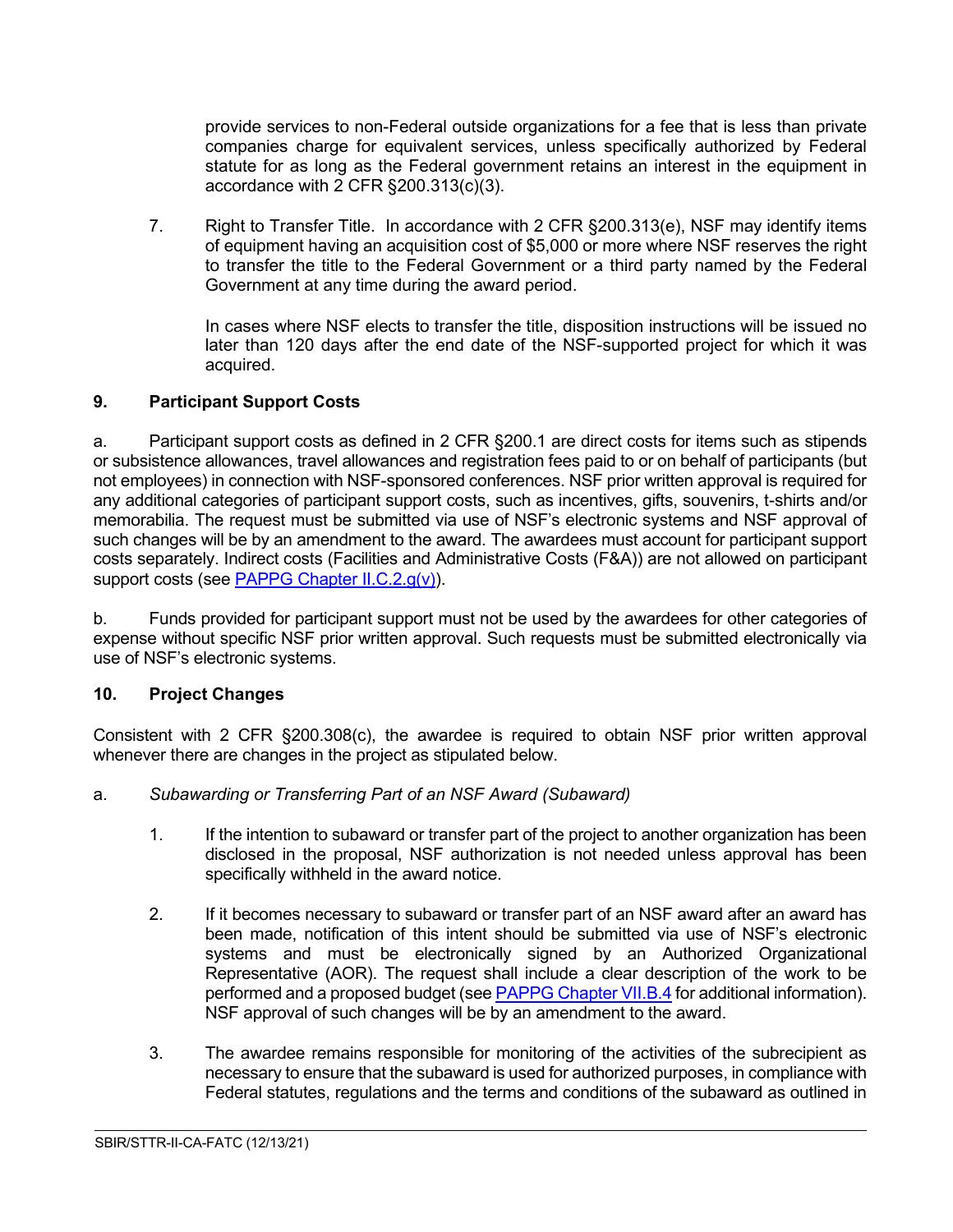provide services to non-Federal outside organizations for a fee that is less than private companies charge for equivalent services, unless specifically authorized by Federal statute for as long as the Federal government retains an interest in the equipment in accordance with 2 CFR §200.313(c)(3).

7. Right to Transfer Title. In accordance with 2 CFR §200.313(e), NSF may identify items of equipment having an acquisition cost of $5,000 or more where NSF reserves the right to transfer the title to the Federal Government or a third party named by the Federal Government at any time during the award period.

   In cases where NSF elects to transfer the title, disposition instructions will be issued no later than 120 days after the end date of the NSF-supported project for which it was acquired.

### 9. Participant Support Costs

a. Participant support costs as defined in 2 CFR §200.1 are direct costs for items such as stipends or subsistence allowances, travel allowances and registration fees paid to or on behalf of participants (but not employees) in connection with NSF-sponsored conferences. NSF prior written approval is required for any additional categories of participant support costs, such as incentives, gifts, souvenirs, t-shirts and/or memorabilia. The request must be submitted via use of NSF's electronic systems and NSF approval of such changes will be by an amendment to the award. The awardees must account for participant support costs separately. Indirect costs (Facilities and Administrative Costs (F&A)) are not allowed on participant support costs (see PAPPG Chapter II.C.2.g(v)).

b. Funds provided for participant support must not be used by the awardees for other categories of expense without specific NSF prior written approval. Such requests must be submitted electronically via use of NSF's electronic systems.

### 10. Project Changes

Consistent with 2 CFR §200.308(c), the awardee is required to obtain NSF prior written approval whenever there are changes in the project as stipulated below.

a. *Subawarding or Transferring Part of an NSF Award (Subaward)*

1. If the intention to subaward or transfer part of the project to another organization has been disclosed in the proposal, NSF authorization is not needed unless approval has been specifically withheld in the award notice.

2. If it becomes necessary to subaward or transfer part of an NSF award after an award has been made, notification of this intent should be submitted via use of NSF's electronic systems and must be electronically signed by an Authorized Organizational Representative (AOR). The request shall include a clear description of the work to be performed and a proposed budget (see PAPPG Chapter VII.B.4 for additional information). NSF approval of such changes will be by an amendment to the award.

3. The awardee remains responsible for monitoring of the activities of the subrecipient as necessary to ensure that the subaward is used for authorized purposes, in compliance with Federal statutes, regulations and the terms and conditions of the subaward as outlined in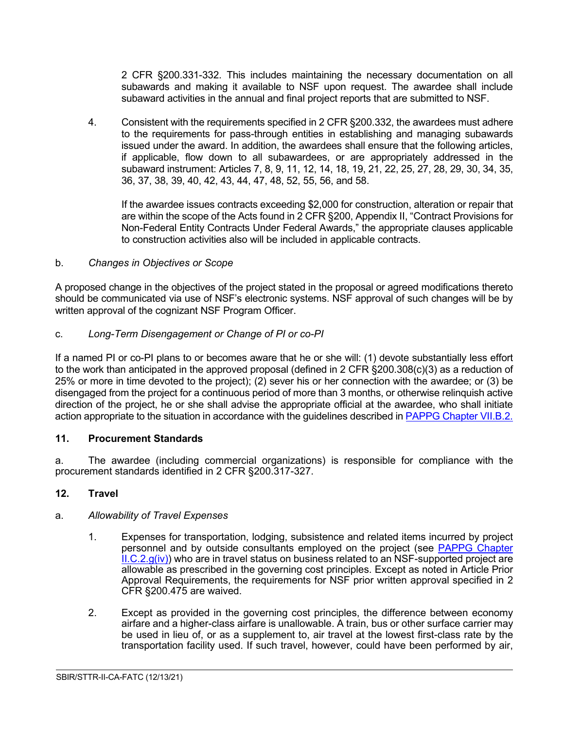2 CFR §200.331-332. This includes maintaining the necessary documentation on all subawards and making it available to NSF upon request. The awardee shall include subaward activities in the annual and final project reports that are submitted to NSF.

4. Consistent with the requirements specified in 2 CFR §200.332, the awardees must adhere to the requirements for pass-through entities in establishing and managing subawards issued under the award. In addition, the awardees shall ensure that the following articles, if applicable, flow down to all subawardees, or are appropriately addressed in the subaward instrument: Articles 7, 8, 9, 11, 12, 14, 18, 19, 21, 22, 25, 27, 28, 29, 30, 34, 35, 36, 37, 38, 39, 40, 42, 43, 44, 47, 48, 52, 55, 56, and 58.

   If the awardee issues contracts exceeding $2,000 for construction, alteration or repair that are within the scope of the Acts found in 2 CFR §200, Appendix II, "Contract Provisions for Non-Federal Entity Contracts Under Federal Awards," the appropriate clauses applicable to construction activities also will be included in applicable contracts.

b. *Changes in Objectives or Scope*

A proposed change in the objectives of the project stated in the proposal or agreed modifications thereto should be communicated via use of NSF's electronic systems. NSF approval of such changes will be by written approval of the cognizant NSF Program Officer.

c. *Long-Term Disengagement or Change of PI or co-PI*

If a named PI or co-PI plans to or becomes aware that he or she will: (1) devote substantially less effort to the work than anticipated in the approved proposal (defined in 2 CFR §200.308(c)(3) as a reduction of 25% or more in time devoted to the project); (2) sever his or her connection with the awardee; or (3) be disengaged from the project for a continuous period of more than 3 months, or otherwise relinquish active direction of the project, he or she shall advise the appropriate official at the awardee, who shall initiate action appropriate to the situation in accordance with the guidelines described in PAPPG Chapter VII.B.2.

## 11. Procurement Standards

a. The awardee (including commercial organizations) is responsible for compliance with the procurement standards identified in 2 CFR §200.317-327.

## 12. Travel

a. *Allowability of Travel Expenses*

1. Expenses for transportation, lodging, subsistence and related items incurred by project personnel and by outside consultants employed on the project (see PAPPG Chapter II.C.2.g(iv)) who are in travel status on business related to an NSF-supported project are allowable as prescribed in the governing cost principles. Except as noted in Article Prior Approval Requirements, the requirements for NSF prior written approval specified in 2 CFR §200.475 are waived.

2. Except as provided in the governing cost principles, the difference between economy airfare and a higher-class airfare is unallowable. A train, bus or other surface carrier may be used in lieu of, or as a supplement to, air travel at the lowest first-class rate by the transportation facility used. If such travel, however, could have been performed by air,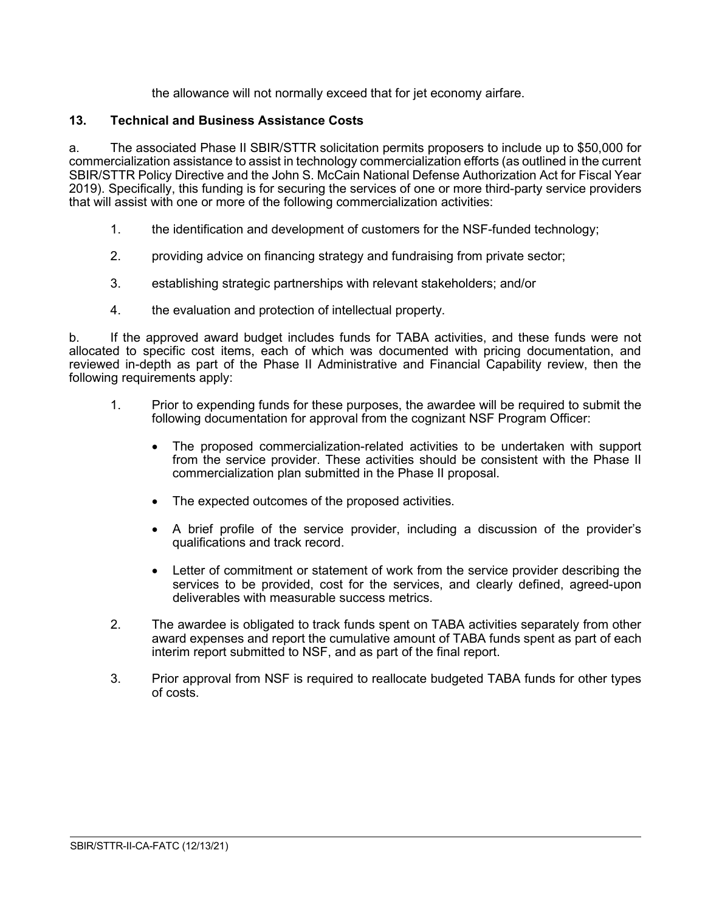the allowance will not normally exceed that for jet economy airfare.

### 13. Technical and Business Assistance Costs

a. The associated Phase II SBIR/STTR solicitation permits proposers to include up to $50,000 for commercialization assistance to assist in technology commercialization efforts (as outlined in the current SBIR/STTR Policy Directive and the John S. McCain National Defense Authorization Act for Fiscal Year 2019). Specifically, this funding is for securing the services of one or more third-party service providers that will assist with one or more of the following commercialization activities:

1. the identification and development of customers for the NSF-funded technology;

2. providing advice on financing strategy and fundraising from private sector;

3. establishing strategic partnerships with relevant stakeholders; and/or

4. the evaluation and protection of intellectual property.

b. If the approved award budget includes funds for TABA activities, and these funds were not allocated to specific cost items, each of which was documented with pricing documentation, and reviewed in-depth as part of the Phase II Administrative and Financial Capability review, then the following requirements apply:

1. Prior to expending funds for these purposes, the awardee will be required to submit the following documentation for approval from the cognizant NSF Program Officer:

   - The proposed commercialization-related activities to be undertaken with support from the service provider. These activities should be consistent with the Phase II commercialization plan submitted in the Phase II proposal.

   - The expected outcomes of the proposed activities.

   - A brief profile of the service provider, including a discussion of the provider's qualifications and track record.

   - Letter of commitment or statement of work from the service provider describing the services to be provided, cost for the services, and clearly defined, agreed-upon deliverables with measurable success metrics.

2. The awardee is obligated to track funds spent on TABA activities separately from other award expenses and report the cumulative amount of TABA funds spent as part of each interim report submitted to NSF, and as part of the final report.

3. Prior approval from NSF is required to reallocate budgeted TABA funds for other types of costs.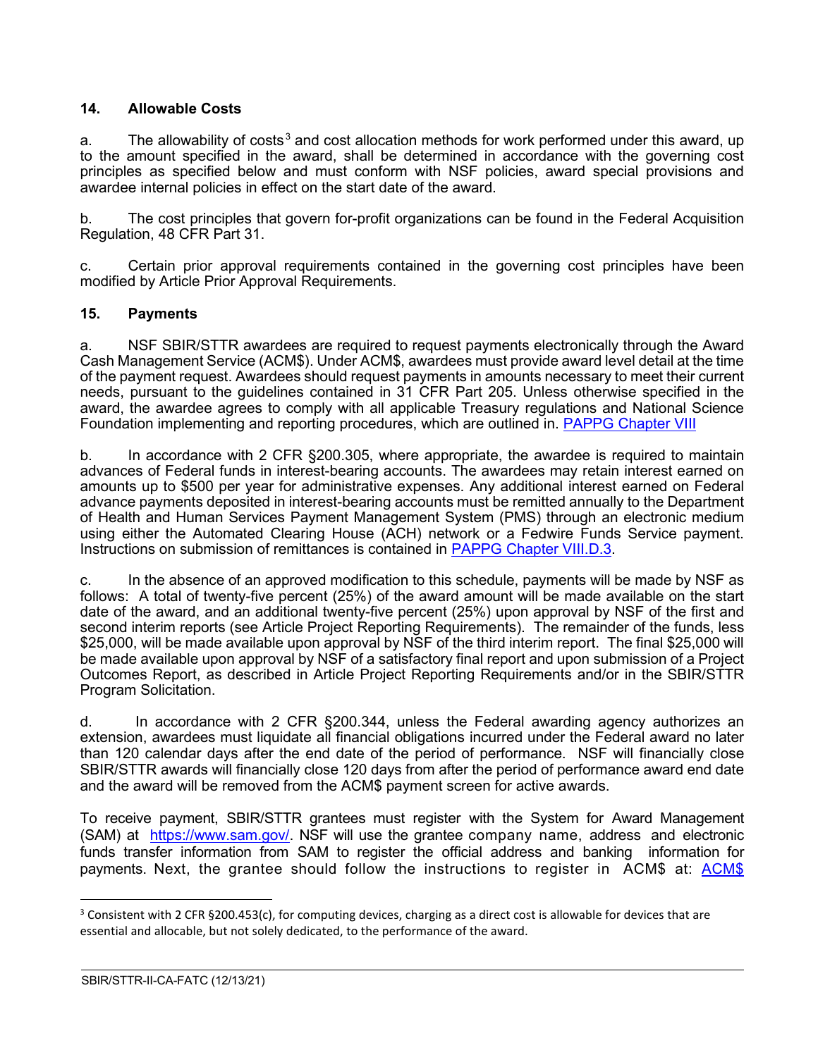## 14. Allowable Costs

a. The allowability of costs[3] and cost allocation methods for work performed under this award, up to the amount specified in the award, shall be determined in accordance with the governing cost principles as specified below and must conform with NSF policies, award special provisions and awardee internal policies in effect on the start date of the award.

b. The cost principles that govern for-profit organizations can be found in the Federal Acquisition Regulation, 48 CFR Part 31.

c. Certain prior approval requirements contained in the governing cost principles have been modified by Article Prior Approval Requirements.

## 15. Payments

a. NSF SBIR/STTR awardees are required to request payments electronically through the Award Cash Management Service (ACM$). Under ACM$, awardees must provide award level detail at the time of the payment request. Awardees should request payments in amounts necessary to meet their current needs, pursuant to the guidelines contained in 31 CFR Part 205. Unless otherwise specified in the award, the awardee agrees to comply with all applicable Treasury regulations and National Science Foundation implementing and reporting procedures, which are outlined in. PAPPG Chapter VIII

b. In accordance with 2 CFR §200.305, where appropriate, the awardee is required to maintain advances of Federal funds in interest-bearing accounts. The awardees may retain interest earned on amounts up to $500 per year for administrative expenses. Any additional interest earned on Federal advance payments deposited in interest-bearing accounts must be remitted annually to the Department of Health and Human Services Payment Management System (PMS) through an electronic medium using either the Automated Clearing House (ACH) network or a Fedwire Funds Service payment. Instructions on submission of remittances is contained in PAPPG Chapter VIII.D.3.

c. In the absence of an approved modification to this schedule, payments will be made by NSF as follows: A total of twenty-five percent (25%) of the award amount will be made available on the start date of the award, and an additional twenty-five percent (25%) upon approval by NSF of the first and second interim reports (see Article Project Reporting Requirements). The remainder of the funds, less $25,000, will be made available upon approval by NSF of the third interim report. The final $25,000 will be made available upon approval by NSF of a satisfactory final report and upon submission of a Project Outcomes Report, as described in Article Project Reporting Requirements and/or in the SBIR/STTR Program Solicitation.

d. In accordance with 2 CFR §200.344, unless the Federal awarding agency authorizes an extension, awardees must liquidate all financial obligations incurred under the Federal award no later than 120 calendar days after the end date of the period of performance. NSF will financially close SBIR/STTR awards will financially close 120 days from after the period of performance award end date and the award will be removed from the ACM$ payment screen for active awards.

To receive payment, SBIR/STTR grantees must register with the System for Award Management (SAM) at https://www.sam.gov/. NSF will use the grantee company name, address and electronic funds transfer information from SAM to register the official address and banking information for payments. Next, the grantee should follow the instructions to register in ACM$ at: ACM$

---

[3] Consistent with 2 CFR §200.453(c), for computing devices, charging as a direct cost is allowable for devices that are essential and allocable, but not solely dedicated, to the performance of the award.

SBIR/STTR-II-CA-FATC (12/13/21)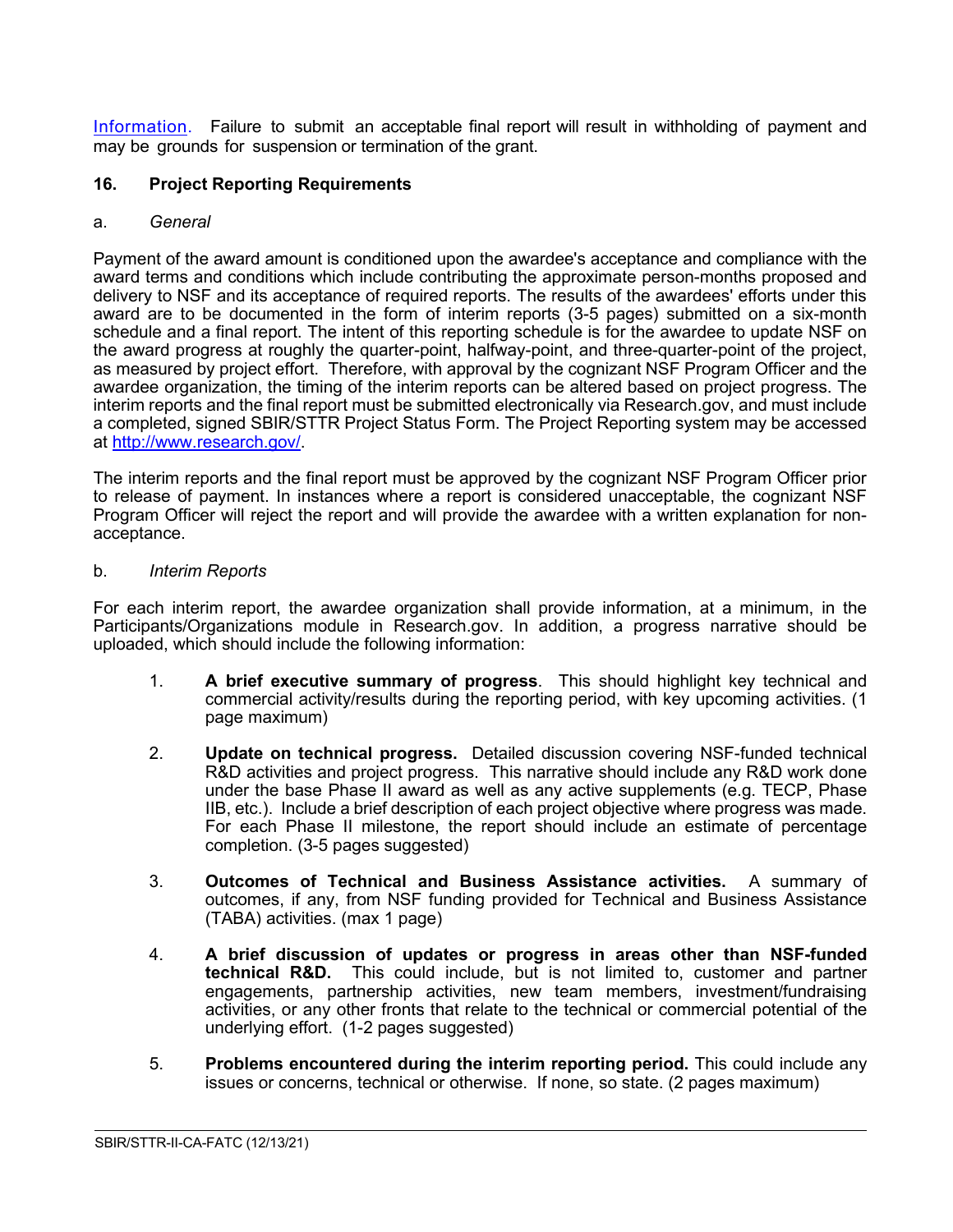[Information](#). Failure to submit an acceptable final report will result in withholding of payment and may be grounds for suspension or termination of the grant.

## 16. Project Reporting Requirements

### a. *General*

Payment of the award amount is conditioned upon the awardee's acceptance and compliance with the award terms and conditions which include contributing the approximate person-months proposed and delivery to NSF and its acceptance of required reports. The results of the awardees' efforts under this award are to be documented in the form of interim reports (3-5 pages) submitted on a six-month schedule and a final report. The intent of this reporting schedule is for the awardee to update NSF on the award progress at roughly the quarter-point, halfway-point, and three-quarter-point of the project, as measured by project effort. Therefore, with approval by the cognizant NSF Program Officer and the awardee organization, the timing of the interim reports can be altered based on project progress. The interim reports and the final report must be submitted electronically via Research.gov, and must include a completed, signed SBIR/STTR Project Status Form. The Project Reporting system may be accessed at [http://www.research.gov/](http://www.research.gov/).

The interim reports and the final report must be approved by the cognizant NSF Program Officer prior to release of payment. In instances where a report is considered unacceptable, the cognizant NSF Program Officer will reject the report and will provide the awardee with a written explanation for non-acceptance.

### b. *Interim Reports*

For each interim report, the awardee organization shall provide information, at a minimum, in the Participants/Organizations module in Research.gov. In addition, a progress narrative should be uploaded, which should include the following information:

1. **A brief executive summary of progress**. This should highlight key technical and commercial activity/results during the reporting period, with key upcoming activities. (1 page maximum)

2. **Update on technical progress.** Detailed discussion covering NSF-funded technical R&D activities and project progress. This narrative should include any R&D work done under the base Phase II award as well as any active supplements (e.g. TECP, Phase IIB, etc.). Include a brief description of each project objective where progress was made. For each Phase II milestone, the report should include an estimate of percentage completion. (3-5 pages suggested)

3. **Outcomes of Technical and Business Assistance activities.** A summary of outcomes, if any, from NSF funding provided for Technical and Business Assistance (TABA) activities. (max 1 page)

4. **A brief discussion of updates or progress in areas other than NSF-funded technical R&D.** This could include, but is not limited to, customer and partner engagements, partnership activities, new team members, investment/fundraising activities, or any other fronts that relate to the technical or commercial potential of the underlying effort. (1-2 pages suggested)

5. **Problems encountered during the interim reporting period.** This could include any issues or concerns, technical or otherwise. If none, so state. (2 pages maximum)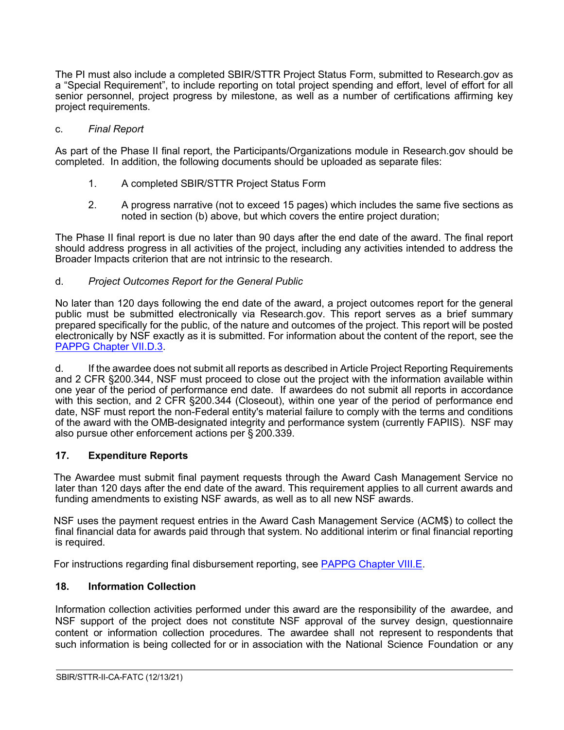The PI must also include a completed SBIR/STTR Project Status Form, submitted to Research.gov as a "Special Requirement", to include reporting on total project spending and effort, level of effort for all senior personnel, project progress by milestone, as well as a number of certifications affirming key project requirements.

c. *Final Report*

As part of the Phase II final report, the Participants/Organizations module in Research.gov should be completed. In addition, the following documents should be uploaded as separate files:

1. A completed SBIR/STTR Project Status Form

2. A progress narrative (not to exceed 15 pages) which includes the same five sections as noted in section (b) above, but which covers the entire project duration;

The Phase II final report is due no later than 90 days after the end date of the award. The final report should address progress in all activities of the project, including any activities intended to address the Broader Impacts criterion that are not intrinsic to the research.

d. *Project Outcomes Report for the General Public*

No later than 120 days following the end date of the award, a project outcomes report for the general public must be submitted electronically via Research.gov. This report serves as a brief summary prepared specifically for the public, of the nature and outcomes of the project. This report will be posted electronically by NSF exactly as it is submitted. For information about the content of the report, see the PAPPG Chapter VII.D.3.

d. If the awardee does not submit all reports as described in Article Project Reporting Requirements and 2 CFR §200.344, NSF must proceed to close out the project with the information available within one year of the period of performance end date. If awardees do not submit all reports in accordance with this section, and 2 CFR §200.344 (Closeout), within one year of the period of performance end date, NSF must report the non-Federal entity's material failure to comply with the terms and conditions of the award with the OMB-designated integrity and performance system (currently FAPIIS). NSF may also pursue other enforcement actions per § 200.339.

## 17. Expenditure Reports

The Awardee must submit final payment requests through the Award Cash Management Service no later than 120 days after the end date of the award. This requirement applies to all current awards and funding amendments to existing NSF awards, as well as to all new NSF awards.

NSF uses the payment request entries in the Award Cash Management Service (ACM$) to collect the final financial data for awards paid through that system. No additional interim or final financial reporting is required.

For instructions regarding final disbursement reporting, see PAPPG Chapter VIII.E.

## 18. Information Collection

Information collection activities performed under this award are the responsibility of the awardee, and NSF support of the project does not constitute NSF approval of the survey design, questionnaire content or information collection procedures. The awardee shall not represent to respondents that such information is being collected for or in association with the National Science Foundation or any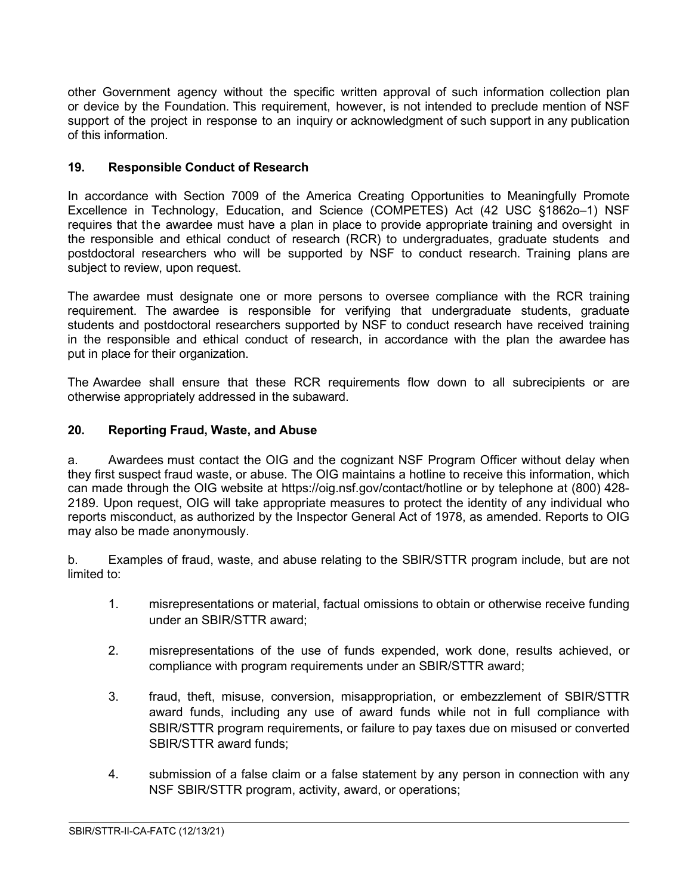other Government agency without the specific written approval of such information collection plan or device by the Foundation. This requirement, however, is not intended to preclude mention of NSF support of the project in response to an inquiry or acknowledgment of such support in any publication of this information.

## 19. Responsible Conduct of Research

In accordance with Section 7009 of the America Creating Opportunities to Meaningfully Promote Excellence in Technology, Education, and Science (COMPETES) Act (42 USC §1862o–1) NSF requires that the awardee must have a plan in place to provide appropriate training and oversight in the responsible and ethical conduct of research (RCR) to undergraduates, graduate students and postdoctoral researchers who will be supported by NSF to conduct research. Training plans are subject to review, upon request.

The awardee must designate one or more persons to oversee compliance with the RCR training requirement. The awardee is responsible for verifying that undergraduate students, graduate students and postdoctoral researchers supported by NSF to conduct research have received training in the responsible and ethical conduct of research, in accordance with the plan the awardee has put in place for their organization.

The Awardee shall ensure that these RCR requirements flow down to all subrecipients or are otherwise appropriately addressed in the subaward.

## 20. Reporting Fraud, Waste, and Abuse

a. Awardees must contact the OIG and the cognizant NSF Program Officer without delay when they first suspect fraud waste, or abuse. The OIG maintains a hotline to receive this information, which can made through the OIG website at https://oig.nsf.gov/contact/hotline or by telephone at (800) 428-2189. Upon request, OIG will take appropriate measures to protect the identity of any individual who reports misconduct, as authorized by the Inspector General Act of 1978, as amended. Reports to OIG may also be made anonymously.

b. Examples of fraud, waste, and abuse relating to the SBIR/STTR program include, but are not limited to:

1. misrepresentations or material, factual omissions to obtain or otherwise receive funding under an SBIR/STTR award;
2. misrepresentations of the use of funds expended, work done, results achieved, or compliance with program requirements under an SBIR/STTR award;
3. fraud, theft, misuse, conversion, misappropriation, or embezzlement of SBIR/STTR award funds, including any use of award funds while not in full compliance with SBIR/STTR program requirements, or failure to pay taxes due on misused or converted SBIR/STTR award funds;
4. submission of a false claim or a false statement by any person in connection with any NSF SBIR/STTR program, activity, award, or operations;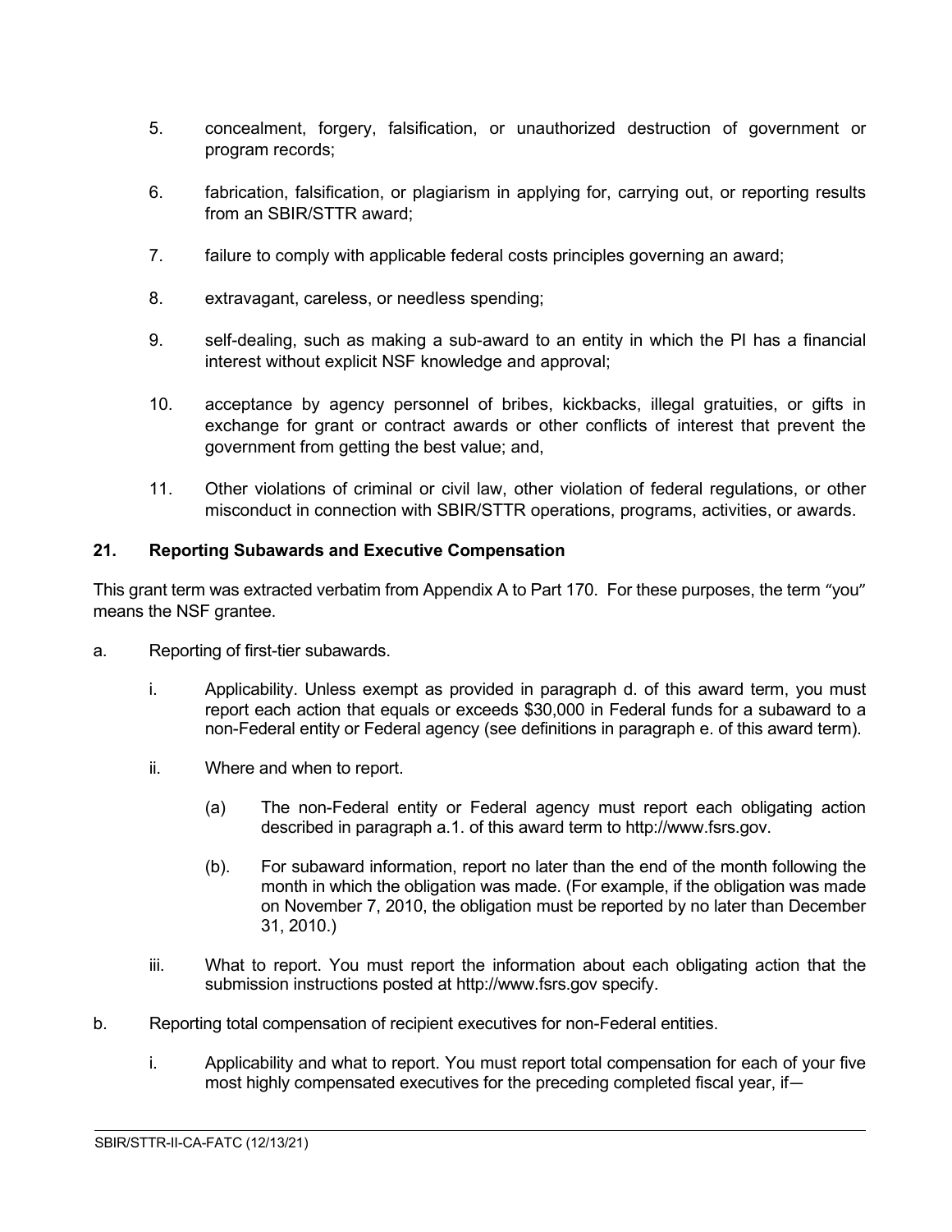5. concealment, forgery, falsification, or unauthorized destruction of government or program records;

6. fabrication, falsification, or plagiarism in applying for, carrying out, or reporting results from an SBIR/STTR award;

7. failure to comply with applicable federal costs principles governing an award;

8. extravagant, careless, or needless spending;

9. self-dealing, such as making a sub-award to an entity in which the PI has a financial interest without explicit NSF knowledge and approval;

10. acceptance by agency personnel of bribes, kickbacks, illegal gratuities, or gifts in exchange for grant or contract awards or other conflicts of interest that prevent the government from getting the best value; and,

11. Other violations of criminal or civil law, other violation of federal regulations, or other misconduct in connection with SBIR/STTR operations, programs, activities, or awards.

## 21. Reporting Subawards and Executive Compensation

This grant term was extracted verbatim from Appendix A to Part 170. For these purposes, the term "you" means the NSF grantee.

a. Reporting of first-tier subawards.

   i. Applicability. Unless exempt as provided in paragraph d. of this award term, you must report each action that equals or exceeds $30,000 in Federal funds for a subaward to a non-Federal entity or Federal agency (see definitions in paragraph e. of this award term).

   ii. Where and when to report.

      (a) The non-Federal entity or Federal agency must report each obligating action described in paragraph a.1. of this award term to http://www.fsrs.gov.

      (b). For subaward information, report no later than the end of the month following the month in which the obligation was made. (For example, if the obligation was made on November 7, 2010, the obligation must be reported by no later than December 31, 2010.)

   iii. What to report. You must report the information about each obligating action that the submission instructions posted at http://www.fsrs.gov specify.

b. Reporting total compensation of recipient executives for non-Federal entities.

   i. Applicability and what to report. You must report total compensation for each of your five most highly compensated executives for the preceding completed fiscal year, if—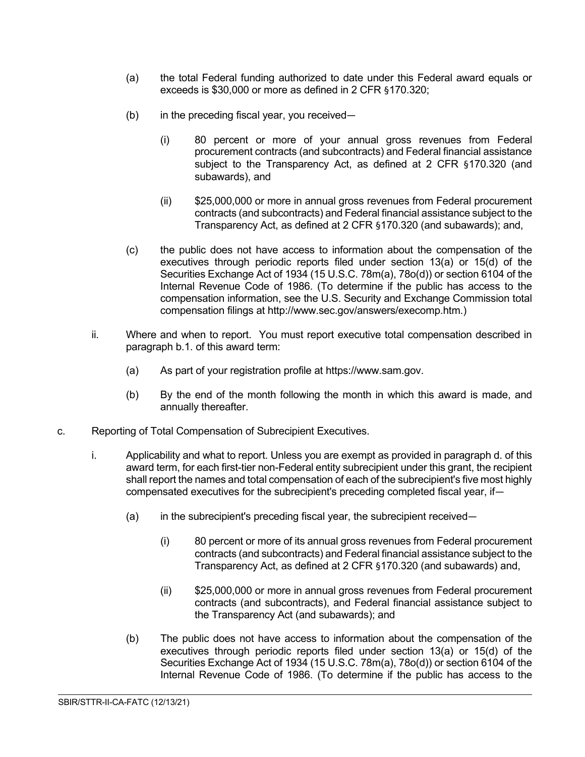(a) the total Federal funding authorized to date under this Federal award equals or exceeds is $30,000 or more as defined in 2 CFR §170.320;

(b) in the preceding fiscal year, you received—

(i) 80 percent or more of your annual gross revenues from Federal procurement contracts (and subcontracts) and Federal financial assistance subject to the Transparency Act, as defined at 2 CFR §170.320 (and subawards), and

(ii) $25,000,000 or more in annual gross revenues from Federal procurement contracts (and subcontracts) and Federal financial assistance subject to the Transparency Act, as defined at 2 CFR §170.320 (and subawards); and,

(c) the public does not have access to information about the compensation of the executives through periodic reports filed under section 13(a) or 15(d) of the Securities Exchange Act of 1934 (15 U.S.C. 78m(a), 78o(d)) or section 6104 of the Internal Revenue Code of 1986. (To determine if the public has access to the compensation information, see the U.S. Security and Exchange Commission total compensation filings at http://www.sec.gov/answers/execomp.htm.)

ii. Where and when to report. You must report executive total compensation described in paragraph b.1. of this award term:

(a) As part of your registration profile at https://www.sam.gov.

(b) By the end of the month following the month in which this award is made, and annually thereafter.

c. Reporting of Total Compensation of Subrecipient Executives.

i. Applicability and what to report. Unless you are exempt as provided in paragraph d. of this award term, for each first-tier non-Federal entity subrecipient under this grant, the recipient shall report the names and total compensation of each of the subrecipient's five most highly compensated executives for the subrecipient's preceding completed fiscal year, if—

(a) in the subrecipient's preceding fiscal year, the subrecipient received—

(i) 80 percent or more of its annual gross revenues from Federal procurement contracts (and subcontracts) and Federal financial assistance subject to the Transparency Act, as defined at 2 CFR §170.320 (and subawards) and,

(ii) $25,000,000 or more in annual gross revenues from Federal procurement contracts (and subcontracts), and Federal financial assistance subject to the Transparency Act (and subawards); and

(b) The public does not have access to information about the compensation of the executives through periodic reports filed under section 13(a) or 15(d) of the Securities Exchange Act of 1934 (15 U.S.C. 78m(a), 78o(d)) or section 6104 of the Internal Revenue Code of 1986. (To determine if the public has access to the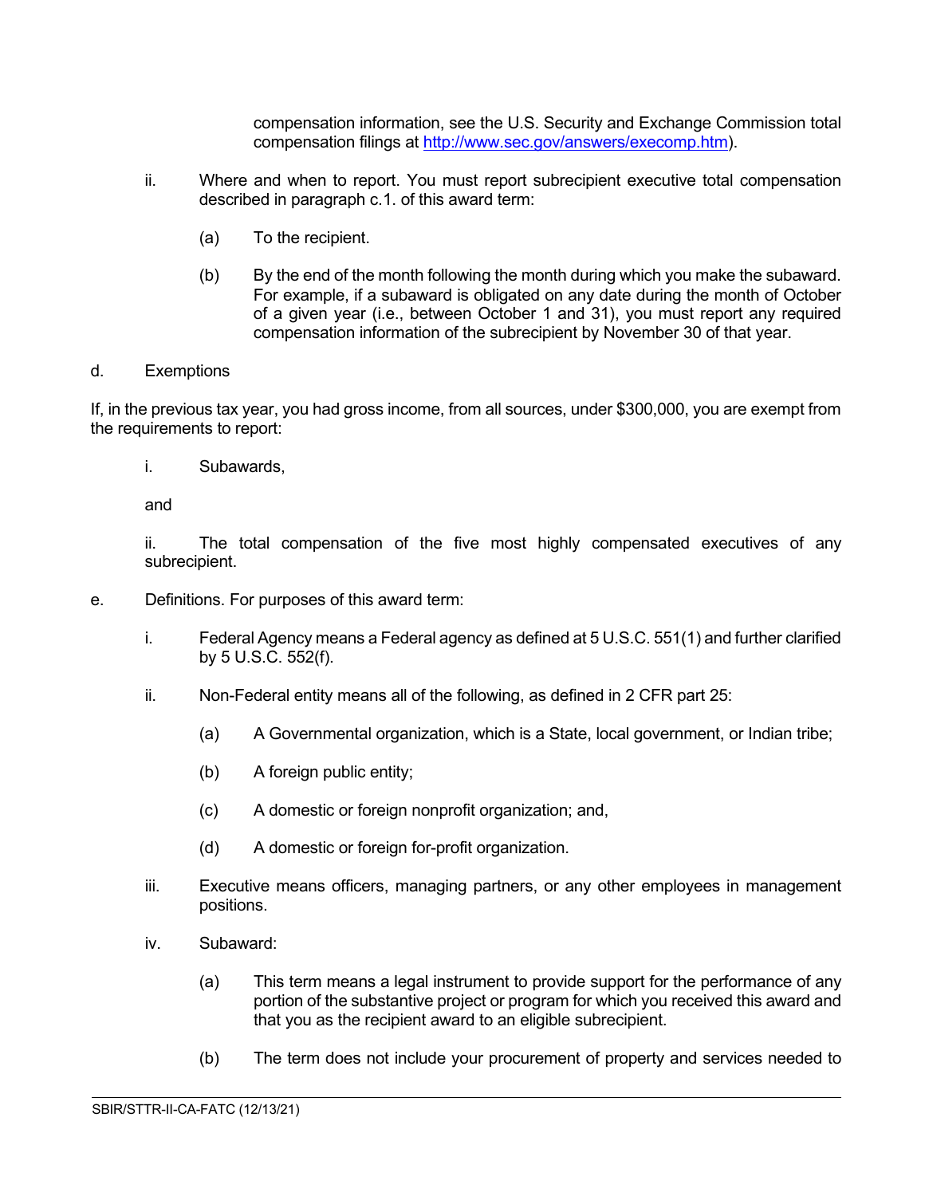compensation information, see the U.S. Security and Exchange Commission total compensation filings at [http://www.sec.gov/answers/execomp.htm](http://www.sec.gov/answers/execomp.htm)).

ii. Where and when to report. You must report subrecipient executive total compensation described in paragraph c.1. of this award term:

(a) To the recipient.

(b) By the end of the month following the month during which you make the subaward. For example, if a subaward is obligated on any date during the month of October of a given year (i.e., between October 1 and 31), you must report any required compensation information of the subrecipient by November 30 of that year.

d. Exemptions

If, in the previous tax year, you had gross income, from all sources, under $300,000, you are exempt from the requirements to report:

i. Subawards,

and

ii. The total compensation of the five most highly compensated executives of any subrecipient.

e. Definitions. For purposes of this award term:

i. Federal Agency means a Federal agency as defined at 5 U.S.C. 551(1) and further clarified by 5 U.S.C. 552(f).

ii. Non-Federal entity means all of the following, as defined in 2 CFR part 25:

(a) A Governmental organization, which is a State, local government, or Indian tribe;

(b) A foreign public entity;

(c) A domestic or foreign nonprofit organization; and,

(d) A domestic or foreign for-profit organization.

iii. Executive means officers, managing partners, or any other employees in management positions.

iv. Subaward:

(a) This term means a legal instrument to provide support for the performance of any portion of the substantive project or program for which you received this award and that you as the recipient award to an eligible subrecipient.

(b) The term does not include your procurement of property and services needed to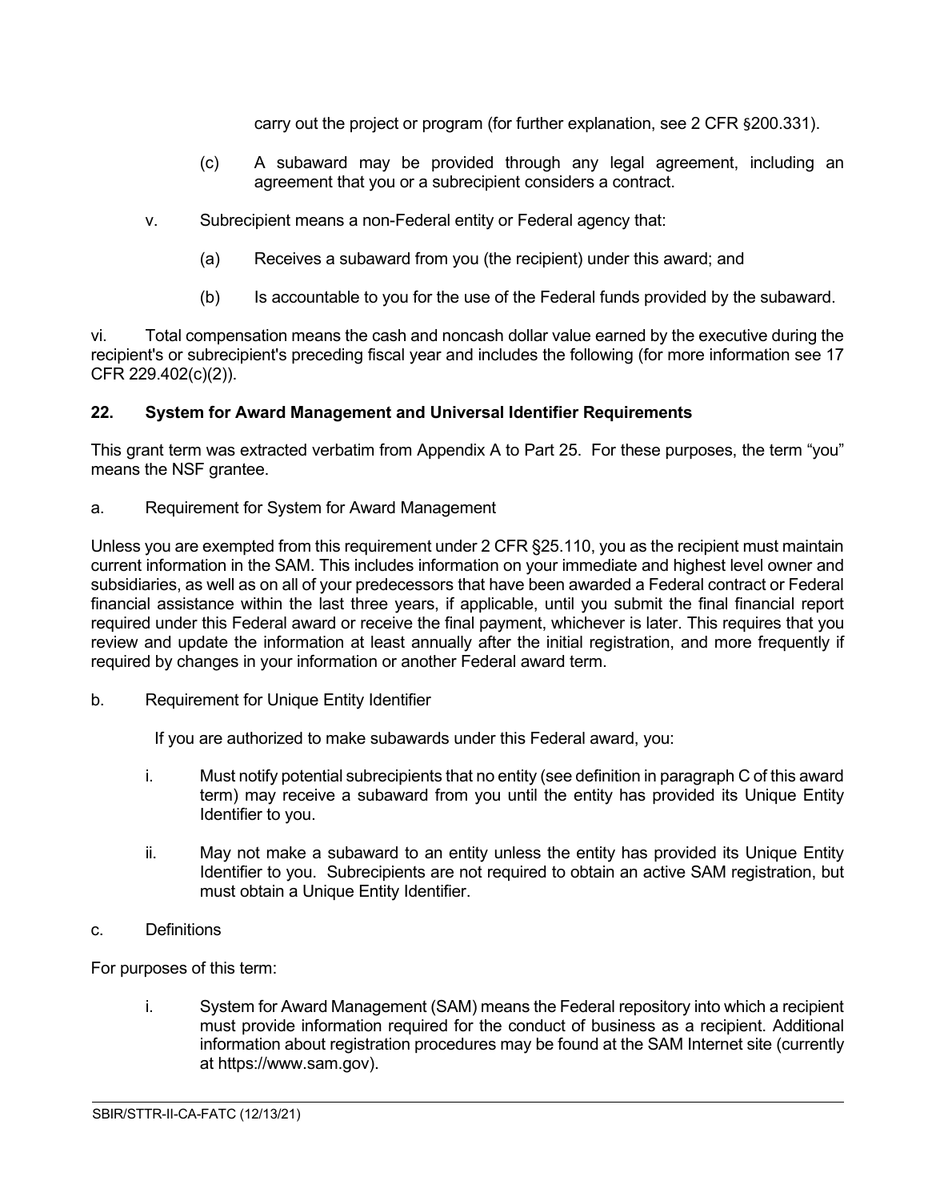carry out the project or program (for further explanation, see 2 CFR §200.331).

(c) A subaward may be provided through any legal agreement, including an agreement that you or a subrecipient considers a contract.

v. Subrecipient means a non-Federal entity or Federal agency that:

(a) Receives a subaward from you (the recipient) under this award; and

(b) Is accountable to you for the use of the Federal funds provided by the subaward.

vi. Total compensation means the cash and noncash dollar value earned by the executive during the recipient's or subrecipient's preceding fiscal year and includes the following (for more information see 17 CFR 229.402(c)(2)).

## 22. System for Award Management and Universal Identifier Requirements

This grant term was extracted verbatim from Appendix A to Part 25. For these purposes, the term "you" means the NSF grantee.

a. Requirement for System for Award Management

Unless you are exempted from this requirement under 2 CFR §25.110, you as the recipient must maintain current information in the SAM. This includes information on your immediate and highest level owner and subsidiaries, as well as on all of your predecessors that have been awarded a Federal contract or Federal financial assistance within the last three years, if applicable, until you submit the final financial report required under this Federal award or receive the final payment, whichever is later. This requires that you review and update the information at least annually after the initial registration, and more frequently if required by changes in your information or another Federal award term.

b. Requirement for Unique Entity Identifier

If you are authorized to make subawards under this Federal award, you:

i. Must notify potential subrecipients that no entity (see definition in paragraph C of this award term) may receive a subaward from you until the entity has provided its Unique Entity Identifier to you.

ii. May not make a subaward to an entity unless the entity has provided its Unique Entity Identifier to you. Subrecipients are not required to obtain an active SAM registration, but must obtain a Unique Entity Identifier.

c. Definitions

For purposes of this term:

i. System for Award Management (SAM) means the Federal repository into which a recipient must provide information required for the conduct of business as a recipient. Additional information about registration procedures may be found at the SAM Internet site (currently at https://www.sam.gov).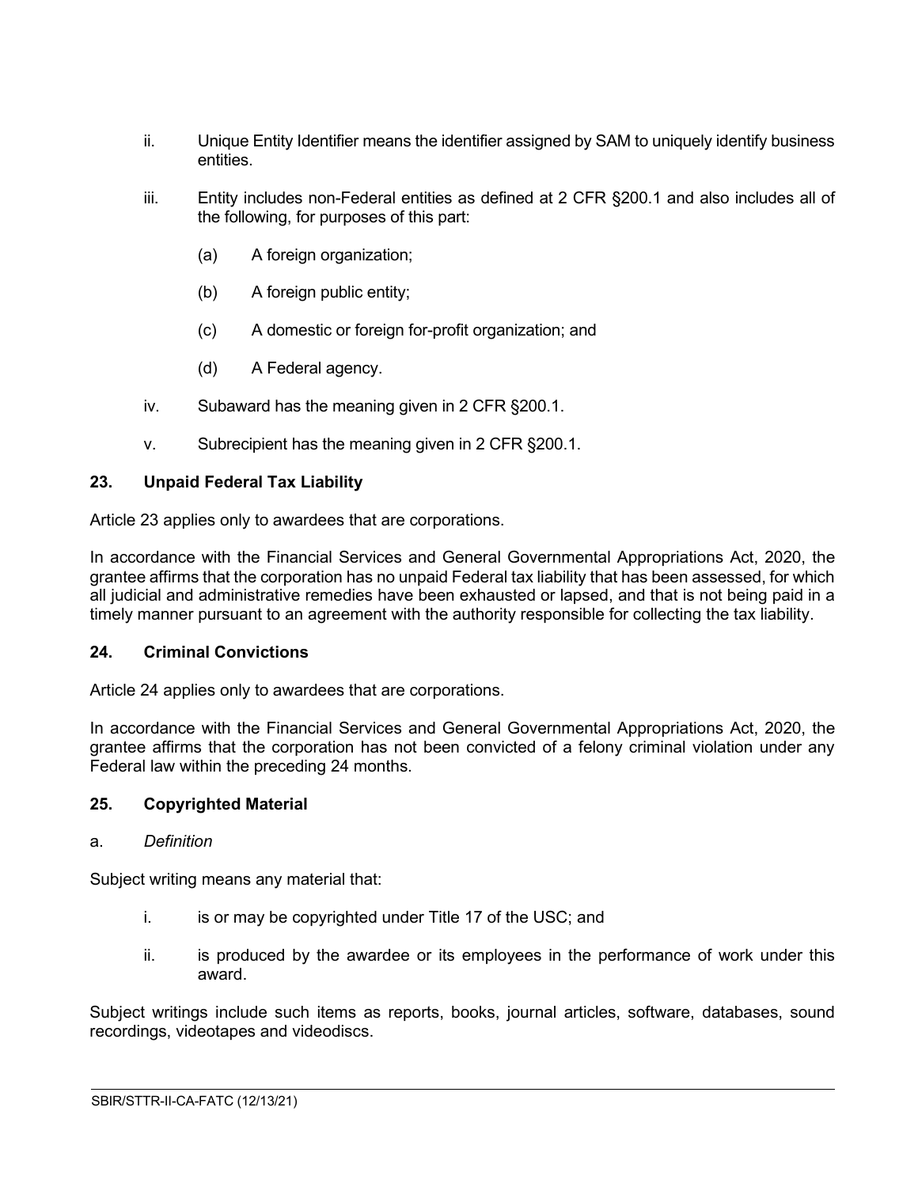ii. Unique Entity Identifier means the identifier assigned by SAM to uniquely identify business entities.

iii. Entity includes non-Federal entities as defined at 2 CFR §200.1 and also includes all of the following, for purposes of this part:

  (a) A foreign organization;

  (b) A foreign public entity;

  (c) A domestic or foreign for-profit organization; and

  (d) A Federal agency.

iv. Subaward has the meaning given in 2 CFR §200.1.

v. Subrecipient has the meaning given in 2 CFR §200.1.

### 23. Unpaid Federal Tax Liability

Article 23 applies only to awardees that are corporations.

In accordance with the Financial Services and General Governmental Appropriations Act, 2020, the grantee affirms that the corporation has no unpaid Federal tax liability that has been assessed, for which all judicial and administrative remedies have been exhausted or lapsed, and that is not being paid in a timely manner pursuant to an agreement with the authority responsible for collecting the tax liability.

### 24. Criminal Convictions

Article 24 applies only to awardees that are corporations.

In accordance with the Financial Services and General Governmental Appropriations Act, 2020, the grantee affirms that the corporation has not been convicted of a felony criminal violation under any Federal law within the preceding 24 months.

### 25. Copyrighted Material

a. *Definition*

Subject writing means any material that:

i. is or may be copyrighted under Title 17 of the USC; and

ii. is produced by the awardee or its employees in the performance of work under this award.

Subject writings include such items as reports, books, journal articles, software, databases, sound recordings, videotapes and videodiscs.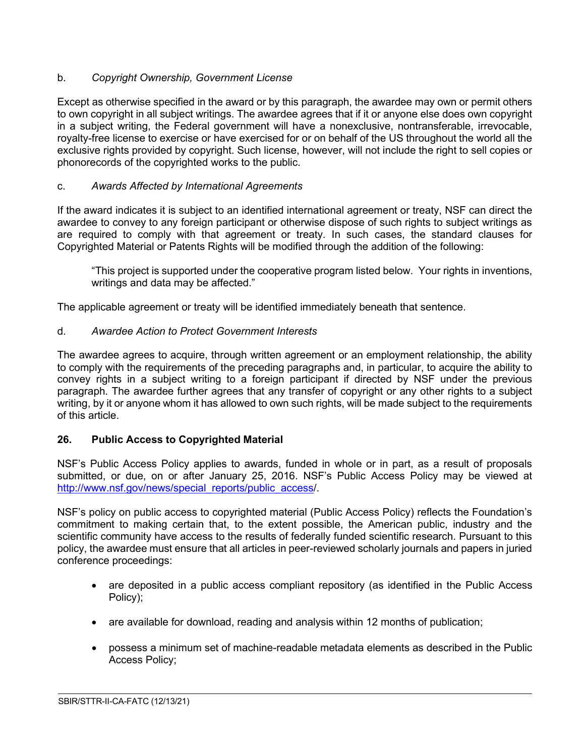b. *Copyright Ownership, Government License*

Except as otherwise specified in the award or by this paragraph, the awardee may own or permit others to own copyright in all subject writings. The awardee agrees that if it or anyone else does own copyright in a subject writing, the Federal government will have a nonexclusive, nontransferable, irrevocable, royalty-free license to exercise or have exercised for or on behalf of the US throughout the world all the exclusive rights provided by copyright. Such license, however, will not include the right to sell copies or phonorecords of the copyrighted works to the public.

c. *Awards Affected by International Agreements*

If the award indicates it is subject to an identified international agreement or treaty, NSF can direct the awardee to convey to any foreign participant or otherwise dispose of such rights to subject writings as are required to comply with that agreement or treaty. In such cases, the standard clauses for Copyrighted Material or Patents Rights will be modified through the addition of the following:

> "This project is supported under the cooperative program listed below. Your rights in inventions, writings and data may be affected."

The applicable agreement or treaty will be identified immediately beneath that sentence.

d. *Awardee Action to Protect Government Interests*

The awardee agrees to acquire, through written agreement or an employment relationship, the ability to comply with the requirements of the preceding paragraphs and, in particular, to acquire the ability to convey rights in a subject writing to a foreign participant if directed by NSF under the previous paragraph. The awardee further agrees that any transfer of copyright or any other rights to a subject writing, by it or anyone whom it has allowed to own such rights, will be made subject to the requirements of this article.

## 26. Public Access to Copyrighted Material

NSF's Public Access Policy applies to awards, funded in whole or in part, as a result of proposals submitted, or due, on or after January 25, 2016. NSF's Public Access Policy may be viewed at http://www.nsf.gov/news/special_reports/public_access/.

NSF's policy on public access to copyrighted material (Public Access Policy) reflects the Foundation's commitment to making certain that, to the extent possible, the American public, industry and the scientific community have access to the results of federally funded scientific research. Pursuant to this policy, the awardee must ensure that all articles in peer-reviewed scholarly journals and papers in juried conference proceedings:

- are deposited in a public access compliant repository (as identified in the Public Access Policy);
- are available for download, reading and analysis within 12 months of publication;
- possess a minimum set of machine-readable metadata elements as described in the Public Access Policy;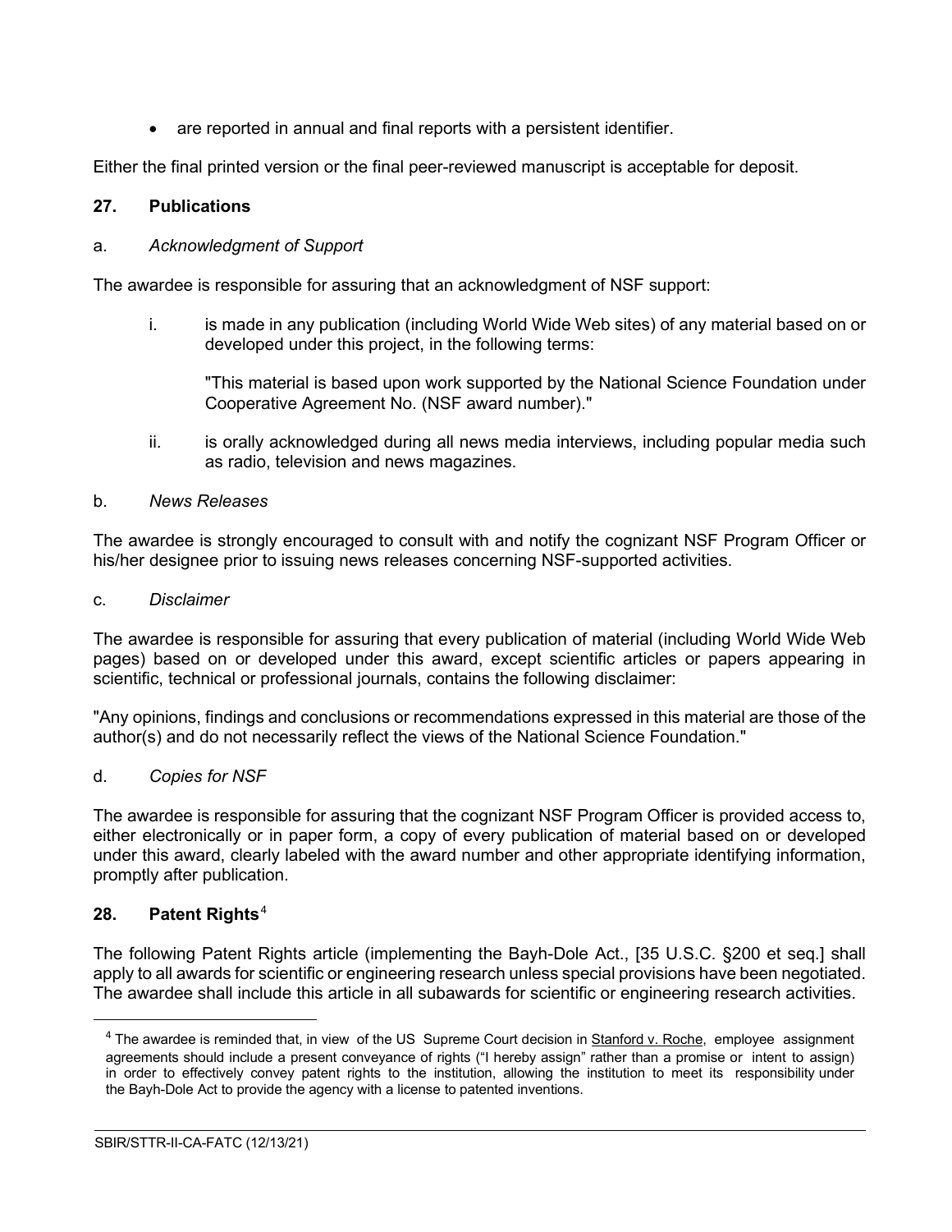- are reported in annual and final reports with a persistent identifier.

Either the final printed version or the final peer-reviewed manuscript is acceptable for deposit.

## 27. Publications

a. *Acknowledgment of Support*

The awardee is responsible for assuring that an acknowledgment of NSF support:

i. is made in any publication (including World Wide Web sites) of any material based on or developed under this project, in the following terms:

   "This material is based upon work supported by the National Science Foundation under Cooperative Agreement No. (NSF award number)."

ii. is orally acknowledged during all news media interviews, including popular media such as radio, television and news magazines.

b. *News Releases*

The awardee is strongly encouraged to consult with and notify the cognizant NSF Program Officer or his/her designee prior to issuing news releases concerning NSF-supported activities.

c. *Disclaimer*

The awardee is responsible for assuring that every publication of material (including World Wide Web pages) based on or developed under this award, except scientific articles or papers appearing in scientific, technical or professional journals, contains the following disclaimer:

"Any opinions, findings and conclusions or recommendations expressed in this material are those of the author(s) and do not necessarily reflect the views of the National Science Foundation."

d. *Copies for NSF*

The awardee is responsible for assuring that the cognizant NSF Program Officer is provided access to, either electronically or in paper form, a copy of every publication of material based on or developed under this award, clearly labeled with the award number and other appropriate identifying information, promptly after publication.

## 28. Patent Rights[4]

The following Patent Rights article (implementing the Bayh-Dole Act., [35 U.S.C. §200 et seq.] shall apply to all awards for scientific or engineering research unless special provisions have been negotiated. The awardee shall include this article in all subawards for scientific or engineering research activities.

[4] The awardee is reminded that, in view of the US Supreme Court decision in Stanford v. Roche, employee assignment agreements should include a present conveyance of rights ("I hereby assign" rather than a promise or intent to assign) in order to effectively convey patent rights to the institution, allowing the institution to meet its responsibility under the Bayh-Dole Act to provide the agency with a license to patented inventions.

SBIR/STTR-II-CA-FATC (12/13/21)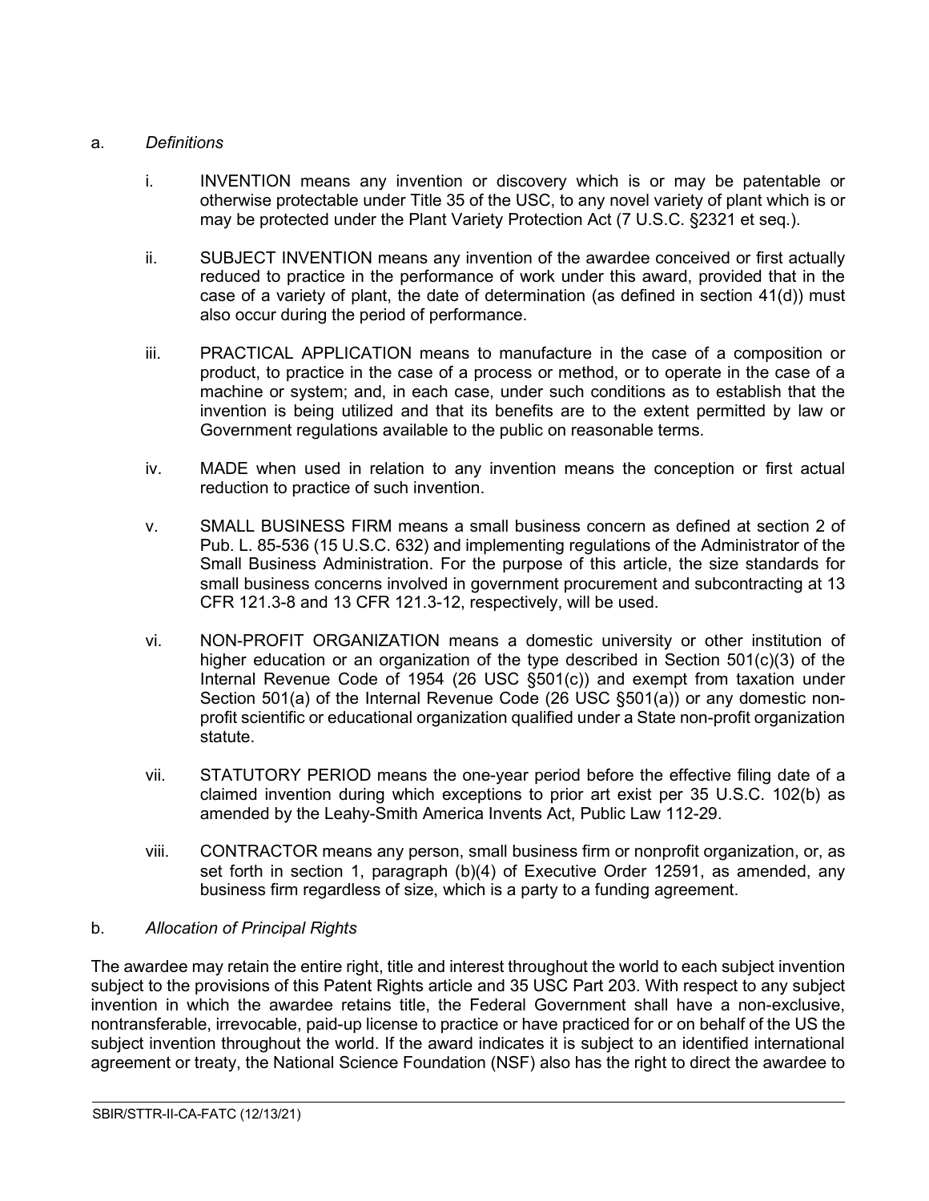a. *Definitions*

i. INVENTION means any invention or discovery which is or may be patentable or otherwise protectable under Title 35 of the USC, to any novel variety of plant which is or may be protected under the Plant Variety Protection Act (7 U.S.C. §2321 et seq.).

ii. SUBJECT INVENTION means any invention of the awardee conceived or first actually reduced to practice in the performance of work under this award, provided that in the case of a variety of plant, the date of determination (as defined in section 41(d)) must also occur during the period of performance.

iii. PRACTICAL APPLICATION means to manufacture in the case of a composition or product, to practice in the case of a process or method, or to operate in the case of a machine or system; and, in each case, under such conditions as to establish that the invention is being utilized and that its benefits are to the extent permitted by law or Government regulations available to the public on reasonable terms.

iv. MADE when used in relation to any invention means the conception or first actual reduction to practice of such invention.

v. SMALL BUSINESS FIRM means a small business concern as defined at section 2 of Pub. L. 85-536 (15 U.S.C. 632) and implementing regulations of the Administrator of the Small Business Administration. For the purpose of this article, the size standards for small business concerns involved in government procurement and subcontracting at 13 CFR 121.3-8 and 13 CFR 121.3-12, respectively, will be used.

vi. NON-PROFIT ORGANIZATION means a domestic university or other institution of higher education or an organization of the type described in Section 501(c)(3) of the Internal Revenue Code of 1954 (26 USC §501(c)) and exempt from taxation under Section 501(a) of the Internal Revenue Code (26 USC §501(a)) or any domestic non-profit scientific or educational organization qualified under a State non-profit organization statute.

vii. STATUTORY PERIOD means the one-year period before the effective filing date of a claimed invention during which exceptions to prior art exist per 35 U.S.C. 102(b) as amended by the Leahy-Smith America Invents Act, Public Law 112-29.

viii. CONTRACTOR means any person, small business firm or nonprofit organization, or, as set forth in section 1, paragraph (b)(4) of Executive Order 12591, as amended, any business firm regardless of size, which is a party to a funding agreement.

b. *Allocation of Principal Rights*

The awardee may retain the entire right, title and interest throughout the world to each subject invention subject to the provisions of this Patent Rights article and 35 USC Part 203. With respect to any subject invention in which the awardee retains title, the Federal Government shall have a non-exclusive, nontransferable, irrevocable, paid-up license to practice or have practiced for or on behalf of the US the subject invention throughout the world. If the award indicates it is subject to an identified international agreement or treaty, the National Science Foundation (NSF) also has the right to direct the awardee to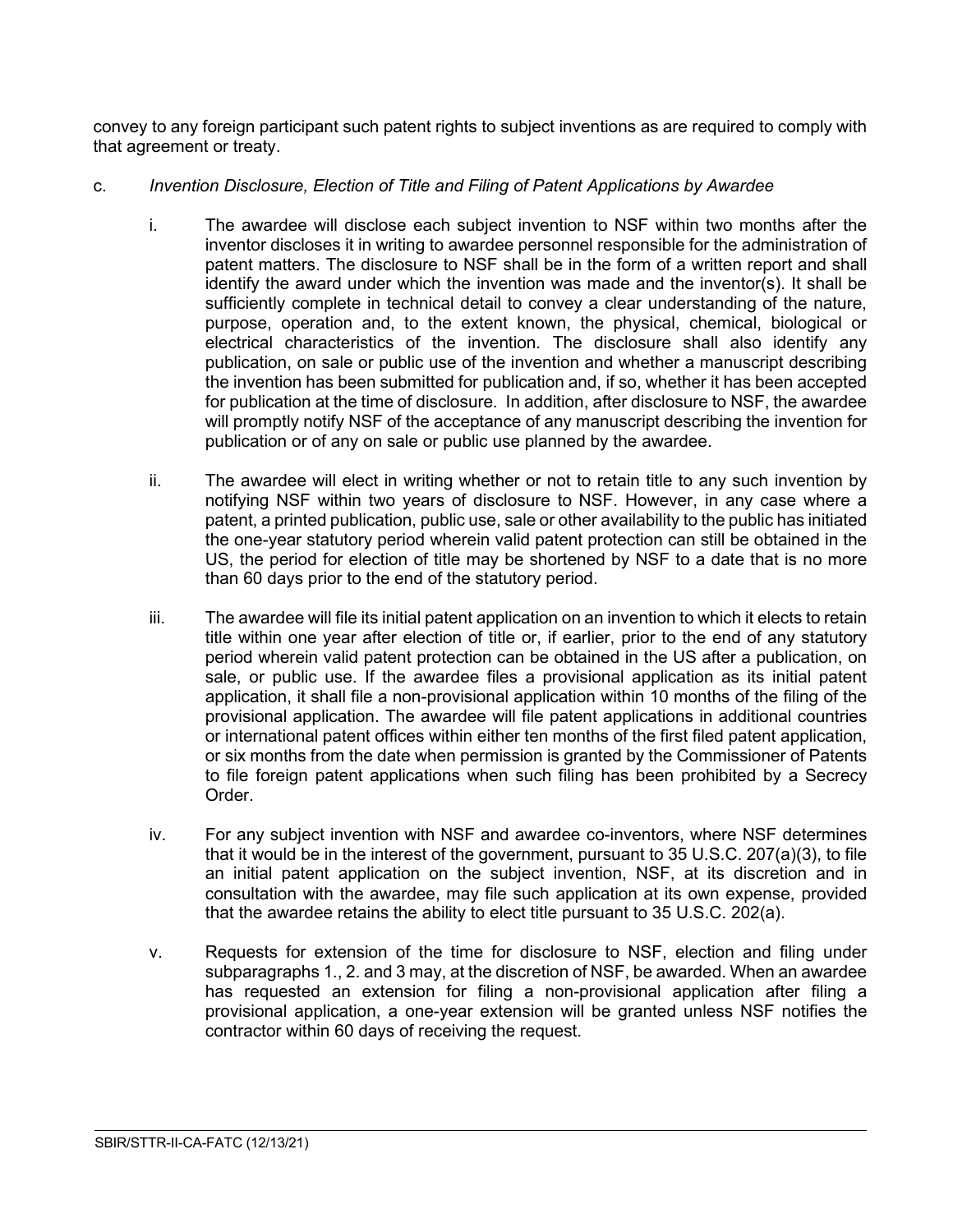convey to any foreign participant such patent rights to subject inventions as are required to comply with that agreement or treaty.

c. *Invention Disclosure, Election of Title and Filing of Patent Applications by Awardee*

i. The awardee will disclose each subject invention to NSF within two months after the inventor discloses it in writing to awardee personnel responsible for the administration of patent matters. The disclosure to NSF shall be in the form of a written report and shall identify the award under which the invention was made and the inventor(s). It shall be sufficiently complete in technical detail to convey a clear understanding of the nature, purpose, operation and, to the extent known, the physical, chemical, biological or electrical characteristics of the invention. The disclosure shall also identify any publication, on sale or public use of the invention and whether a manuscript describing the invention has been submitted for publication and, if so, whether it has been accepted for publication at the time of disclosure. In addition, after disclosure to NSF, the awardee will promptly notify NSF of the acceptance of any manuscript describing the invention for publication or of any on sale or public use planned by the awardee.

ii. The awardee will elect in writing whether or not to retain title to any such invention by notifying NSF within two years of disclosure to NSF. However, in any case where a patent, a printed publication, public use, sale or other availability to the public has initiated the one-year statutory period wherein valid patent protection can still be obtained in the US, the period for election of title may be shortened by NSF to a date that is no more than 60 days prior to the end of the statutory period.

iii. The awardee will file its initial patent application on an invention to which it elects to retain title within one year after election of title or, if earlier, prior to the end of any statutory period wherein valid patent protection can be obtained in the US after a publication, on sale, or public use. If the awardee files a provisional application as its initial patent application, it shall file a non-provisional application within 10 months of the filing of the provisional application. The awardee will file patent applications in additional countries or international patent offices within either ten months of the first filed patent application, or six months from the date when permission is granted by the Commissioner of Patents to file foreign patent applications when such filing has been prohibited by a Secrecy Order.

iv. For any subject invention with NSF and awardee co-inventors, where NSF determines that it would be in the interest of the government, pursuant to 35 U.S.C. 207(a)(3), to file an initial patent application on the subject invention, NSF, at its discretion and in consultation with the awardee, may file such application at its own expense, provided that the awardee retains the ability to elect title pursuant to 35 U.S.C. 202(a).

v. Requests for extension of the time for disclosure to NSF, election and filing under subparagraphs 1., 2. and 3 may, at the discretion of NSF, be awarded. When an awardee has requested an extension for filing a non-provisional application after filing a provisional application, a one-year extension will be granted unless NSF notifies the contractor within 60 days of receiving the request.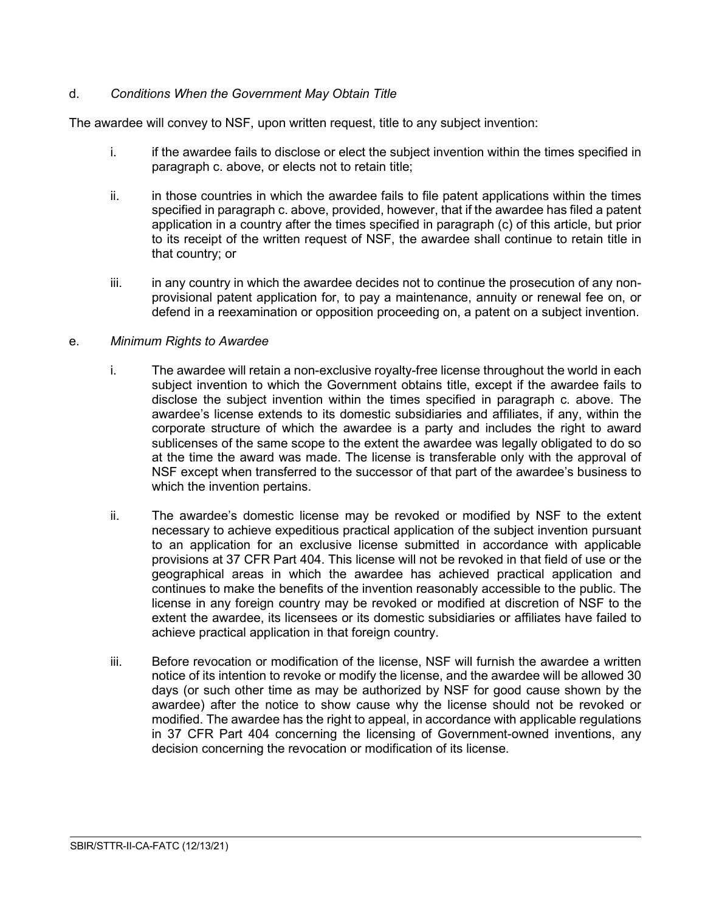d. *Conditions When the Government May Obtain Title*

The awardee will convey to NSF, upon written request, title to any subject invention:

i. if the awardee fails to disclose or elect the subject invention within the times specified in paragraph c. above, or elects not to retain title;

ii. in those countries in which the awardee fails to file patent applications within the times specified in paragraph c. above, provided, however, that if the awardee has filed a patent application in a country after the times specified in paragraph (c) of this article, but prior to its receipt of the written request of NSF, the awardee shall continue to retain title in that country; or

iii. in any country in which the awardee decides not to continue the prosecution of any non-provisional patent application for, to pay a maintenance, annuity or renewal fee on, or defend in a reexamination or opposition proceeding on, a patent on a subject invention.

e. *Minimum Rights to Awardee*

i. The awardee will retain a non-exclusive royalty-free license throughout the world in each subject invention to which the Government obtains title, except if the awardee fails to disclose the subject invention within the times specified in paragraph c. above. The awardee's license extends to its domestic subsidiaries and affiliates, if any, within the corporate structure of which the awardee is a party and includes the right to award sublicenses of the same scope to the extent the awardee was legally obligated to do so at the time the award was made. The license is transferable only with the approval of NSF except when transferred to the successor of that part of the awardee's business to which the invention pertains.

ii. The awardee's domestic license may be revoked or modified by NSF to the extent necessary to achieve expeditious practical application of the subject invention pursuant to an application for an exclusive license submitted in accordance with applicable provisions at 37 CFR Part 404. This license will not be revoked in that field of use or the geographical areas in which the awardee has achieved practical application and continues to make the benefits of the invention reasonably accessible to the public. The license in any foreign country may be revoked or modified at discretion of NSF to the extent the awardee, its licensees or its domestic subsidiaries or affiliates have failed to achieve practical application in that foreign country.

iii. Before revocation or modification of the license, NSF will furnish the awardee a written notice of its intention to revoke or modify the license, and the awardee will be allowed 30 days (or such other time as may be authorized by NSF for good cause shown by the awardee) after the notice to show cause why the license should not be revoked or modified. The awardee has the right to appeal, in accordance with applicable regulations in 37 CFR Part 404 concerning the licensing of Government-owned inventions, any decision concerning the revocation or modification of its license.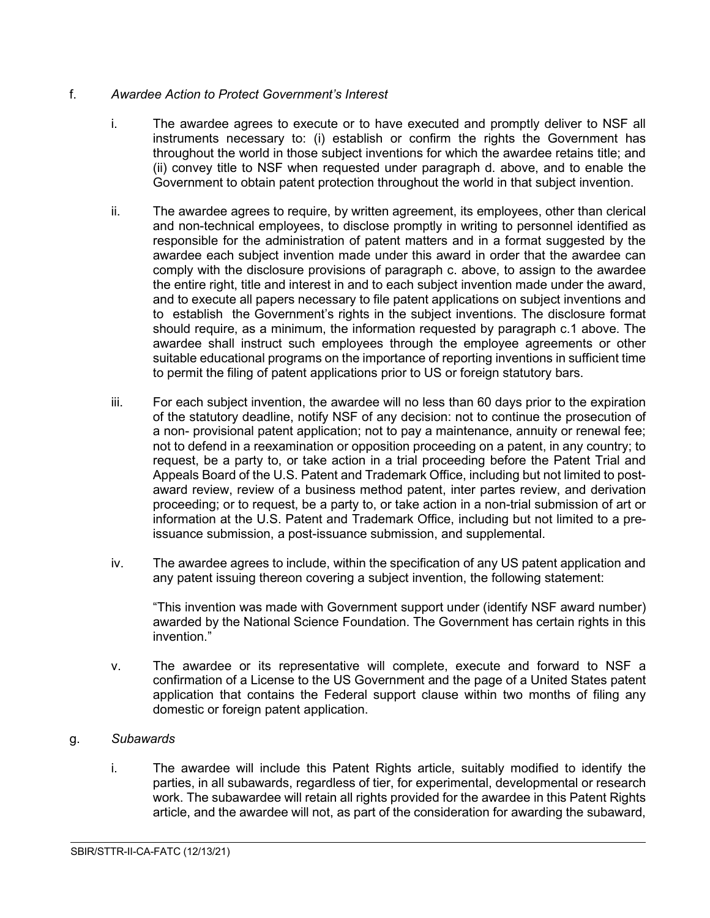f. *Awardee Action to Protect Government's Interest*

i. The awardee agrees to execute or to have executed and promptly deliver to NSF all instruments necessary to: (i) establish or confirm the rights the Government has throughout the world in those subject inventions for which the awardee retains title; and (ii) convey title to NSF when requested under paragraph d. above, and to enable the Government to obtain patent protection throughout the world in that subject invention.

ii. The awardee agrees to require, by written agreement, its employees, other than clerical and non-technical employees, to disclose promptly in writing to personnel identified as responsible for the administration of patent matters and in a format suggested by the awardee each subject invention made under this award in order that the awardee can comply with the disclosure provisions of paragraph c. above, to assign to the awardee the entire right, title and interest in and to each subject invention made under the award, and to execute all papers necessary to file patent applications on subject inventions and to establish the Government's rights in the subject inventions. The disclosure format should require, as a minimum, the information requested by paragraph c.1 above. The awardee shall instruct such employees through the employee agreements or other suitable educational programs on the importance of reporting inventions in sufficient time to permit the filing of patent applications prior to US or foreign statutory bars.

iii. For each subject invention, the awardee will no less than 60 days prior to the expiration of the statutory deadline, notify NSF of any decision: not to continue the prosecution of a non- provisional patent application; not to pay a maintenance, annuity or renewal fee; not to defend in a reexamination or opposition proceeding on a patent, in any country; to request, be a party to, or take action in a trial proceeding before the Patent Trial and Appeals Board of the U.S. Patent and Trademark Office, including but not limited to post-award review, review of a business method patent, inter partes review, and derivation proceeding; or to request, be a party to, or take action in a non-trial submission of art or information at the U.S. Patent and Trademark Office, including but not limited to a pre-issuance submission, a post-issuance submission, and supplemental.

iv. The awardee agrees to include, within the specification of any US patent application and any patent issuing thereon covering a subject invention, the following statement:

"This invention was made with Government support under (identify NSF award number) awarded by the National Science Foundation. The Government has certain rights in this invention."

v. The awardee or its representative will complete, execute and forward to NSF a confirmation of a License to the US Government and the page of a United States patent application that contains the Federal support clause within two months of filing any domestic or foreign patent application.

g. *Subawards*

i. The awardee will include this Patent Rights article, suitably modified to identify the parties, in all subawards, regardless of tier, for experimental, developmental or research work. The subawardee will retain all rights provided for the awardee in this Patent Rights article, and the awardee will not, as part of the consideration for awarding the subaward,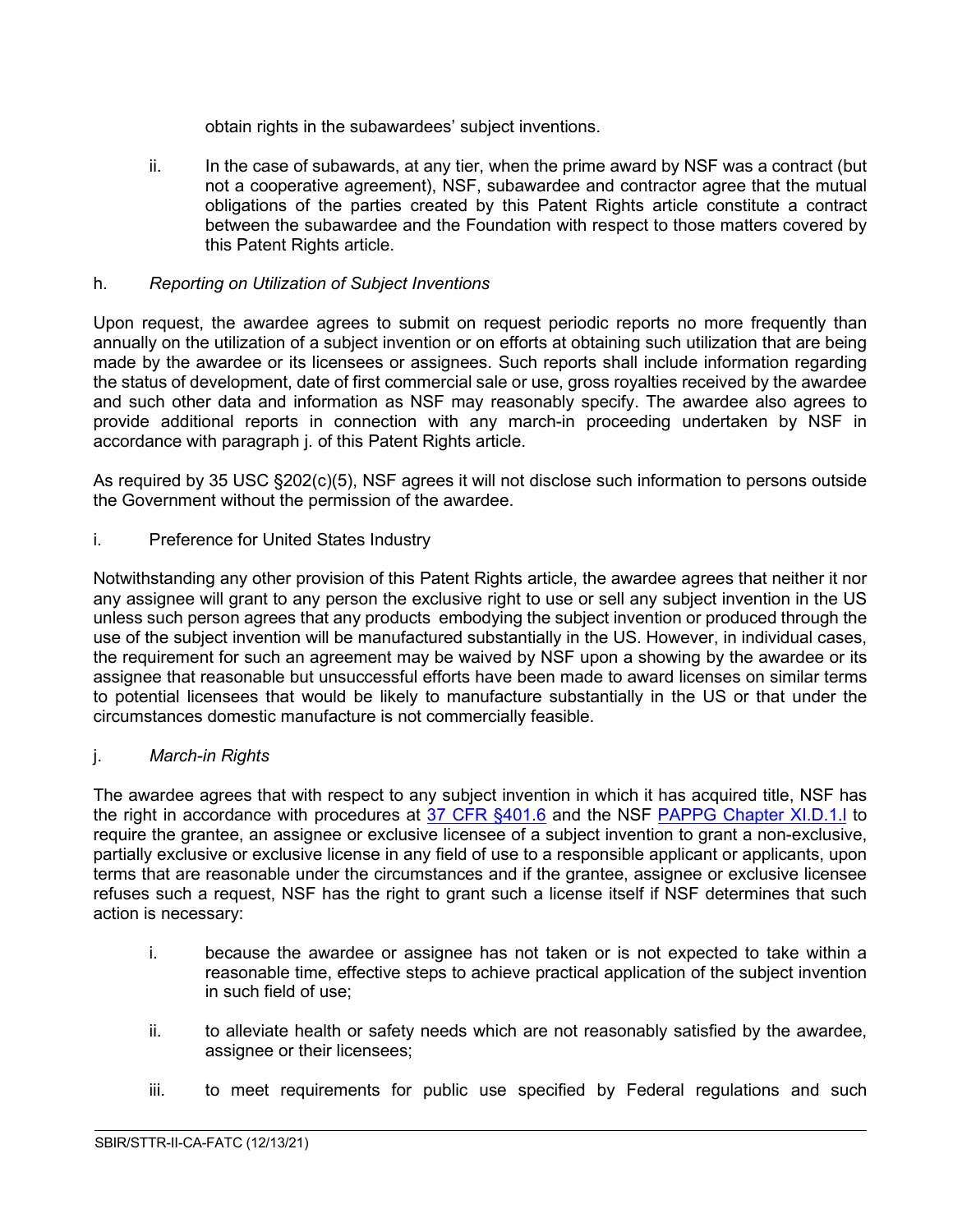obtain rights in the subawardees' subject inventions.

ii. In the case of subawards, at any tier, when the prime award by NSF was a contract (but not a cooperative agreement), NSF, subawardee and contractor agree that the mutual obligations of the parties created by this Patent Rights article constitute a contract between the subawardee and the Foundation with respect to those matters covered by this Patent Rights article.

h. *Reporting on Utilization of Subject Inventions*

Upon request, the awardee agrees to submit on request periodic reports no more frequently than annually on the utilization of a subject invention or on efforts at obtaining such utilization that are being made by the awardee or its licensees or assignees. Such reports shall include information regarding the status of development, date of first commercial sale or use, gross royalties received by the awardee and such other data and information as NSF may reasonably specify. The awardee also agrees to provide additional reports in connection with any march-in proceeding undertaken by NSF in accordance with paragraph j. of this Patent Rights article.

As required by 35 USC §202(c)(5), NSF agrees it will not disclose such information to persons outside the Government without the permission of the awardee.

i. Preference for United States Industry

Notwithstanding any other provision of this Patent Rights article, the awardee agrees that neither it nor any assignee will grant to any person the exclusive right to use or sell any subject invention in the US unless such person agrees that any products embodying the subject invention or produced through the use of the subject invention will be manufactured substantially in the US. However, in individual cases, the requirement for such an agreement may be waived by NSF upon a showing by the awardee or its assignee that reasonable but unsuccessful efforts have been made to award licenses on similar terms to potential licensees that would be likely to manufacture substantially in the US or that under the circumstances domestic manufacture is not commercially feasible.

j. *March-in Rights*

The awardee agrees that with respect to any subject invention in which it has acquired title, NSF has the right in accordance with procedures at [37 CFR §401.6] and the NSF [PAPPG Chapter XI.D.1.l] to require the grantee, an assignee or exclusive licensee of a subject invention to grant a non-exclusive, partially exclusive or exclusive license in any field of use to a responsible applicant or applicants, upon terms that are reasonable under the circumstances and if the grantee, assignee or exclusive licensee refuses such a request, NSF has the right to grant such a license itself if NSF determines that such action is necessary:

i. because the awardee or assignee has not taken or is not expected to take within a reasonable time, effective steps to achieve practical application of the subject invention in such field of use;

ii. to alleviate health or safety needs which are not reasonably satisfied by the awardee, assignee or their licensees;

iii. to meet requirements for public use specified by Federal regulations and such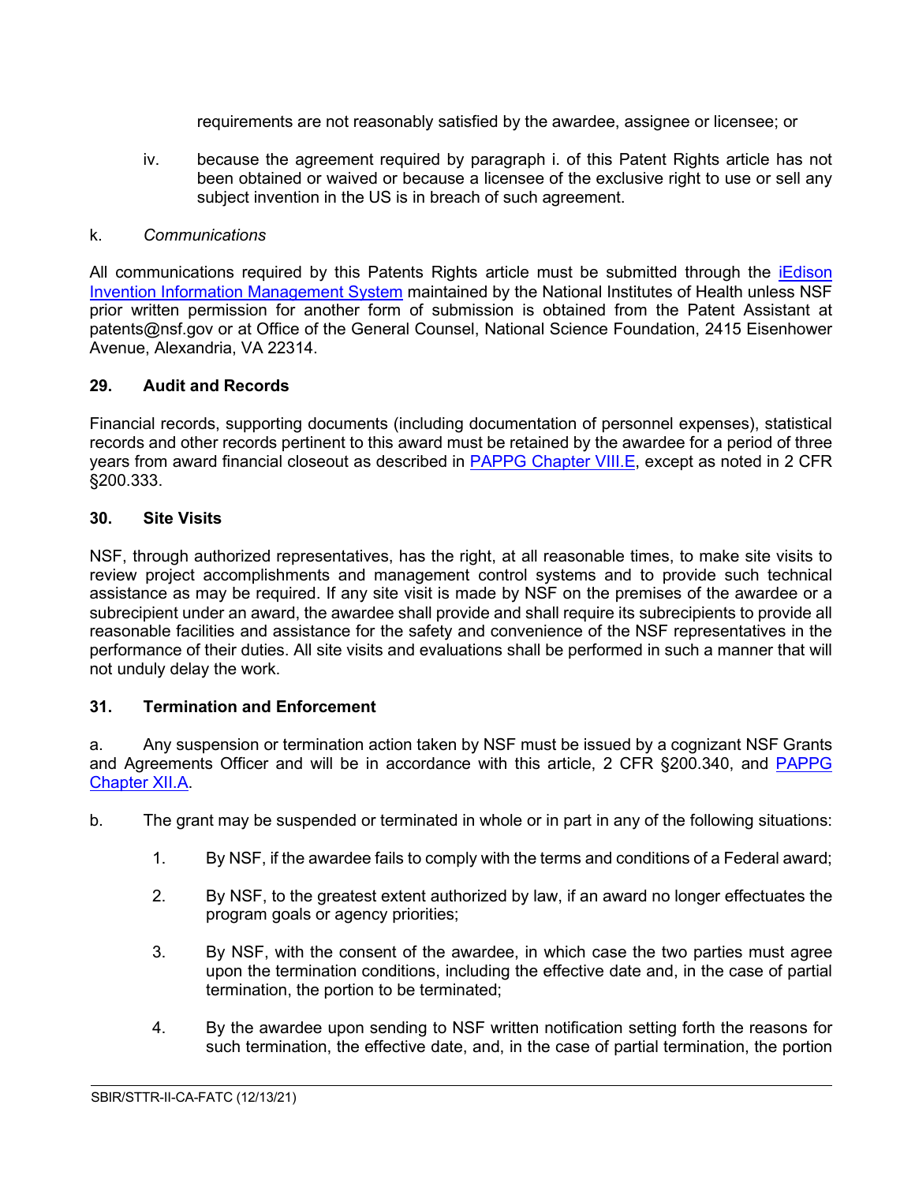requirements are not reasonably satisfied by the awardee, assignee or licensee; or

iv. because the agreement required by paragraph i. of this Patent Rights article has not been obtained or waived or because a licensee of the exclusive right to use or sell any subject invention in the US is in breach of such agreement.

k. *Communications*

All communications required by this Patents Rights article must be submitted through the iEdison Invention Information Management System maintained by the National Institutes of Health unless NSF prior written permission for another form of submission is obtained from the Patent Assistant at patents@nsf.gov or at Office of the General Counsel, National Science Foundation, 2415 Eisenhower Avenue, Alexandria, VA 22314.

## 29. Audit and Records

Financial records, supporting documents (including documentation of personnel expenses), statistical records and other records pertinent to this award must be retained by the awardee for a period of three years from award financial closeout as described in PAPPG Chapter VIII.E, except as noted in 2 CFR §200.333.

## 30. Site Visits

NSF, through authorized representatives, has the right, at all reasonable times, to make site visits to review project accomplishments and management control systems and to provide such technical assistance as may be required. If any site visit is made by NSF on the premises of the awardee or a subrecipient under an award, the awardee shall provide and shall require its subrecipients to provide all reasonable facilities and assistance for the safety and convenience of the NSF representatives in the performance of their duties. All site visits and evaluations shall be performed in such a manner that will not unduly delay the work.

## 31. Termination and Enforcement

a. Any suspension or termination action taken by NSF must be issued by a cognizant NSF Grants and Agreements Officer and will be in accordance with this article, 2 CFR §200.340, and PAPPG Chapter XII.A.

b. The grant may be suspended or terminated in whole or in part in any of the following situations:

1. By NSF, if the awardee fails to comply with the terms and conditions of a Federal award;

2. By NSF, to the greatest extent authorized by law, if an award no longer effectuates the program goals or agency priorities;

3. By NSF, with the consent of the awardee, in which case the two parties must agree upon the termination conditions, including the effective date and, in the case of partial termination, the portion to be terminated;

4. By the awardee upon sending to NSF written notification setting forth the reasons for such termination, the effective date, and, in the case of partial termination, the portion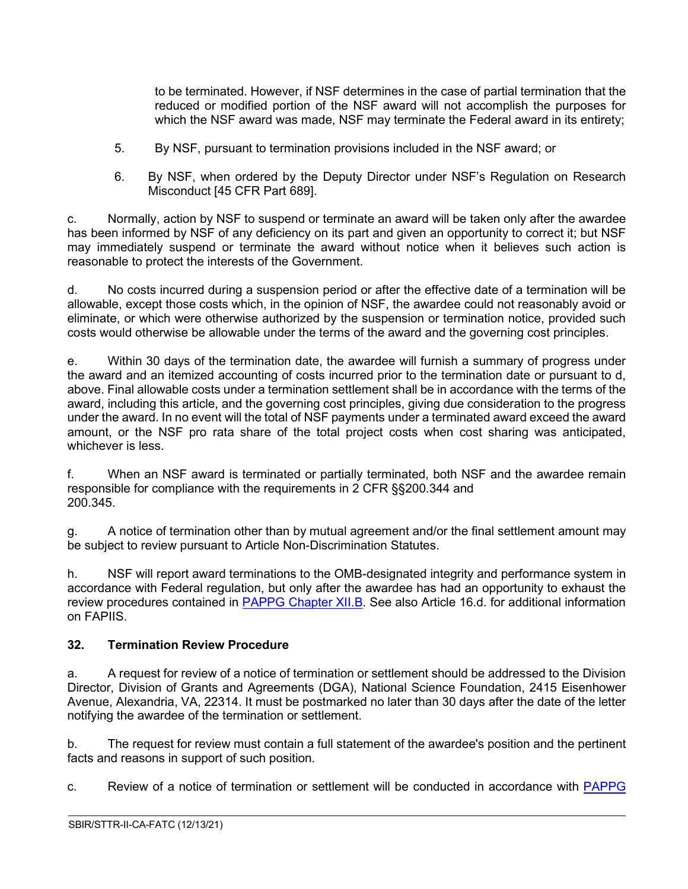to be terminated. However, if NSF determines in the case of partial termination that the reduced or modified portion of the NSF award will not accomplish the purposes for which the NSF award was made, NSF may terminate the Federal award in its entirety;

5. By NSF, pursuant to termination provisions included in the NSF award; or

6. By NSF, when ordered by the Deputy Director under NSF's Regulation on Research Misconduct [45 CFR Part 689].

c. Normally, action by NSF to suspend or terminate an award will be taken only after the awardee has been informed by NSF of any deficiency on its part and given an opportunity to correct it; but NSF may immediately suspend or terminate the award without notice when it believes such action is reasonable to protect the interests of the Government.

d. No costs incurred during a suspension period or after the effective date of a termination will be allowable, except those costs which, in the opinion of NSF, the awardee could not reasonably avoid or eliminate, or which were otherwise authorized by the suspension or termination notice, provided such costs would otherwise be allowable under the terms of the award and the governing cost principles.

e. Within 30 days of the termination date, the awardee will furnish a summary of progress under the award and an itemized accounting of costs incurred prior to the termination date or pursuant to d, above. Final allowable costs under a termination settlement shall be in accordance with the terms of the award, including this article, and the governing cost principles, giving due consideration to the progress under the award. In no event will the total of NSF payments under a terminated award exceed the award amount, or the NSF pro rata share of the total project costs when cost sharing was anticipated, whichever is less.

f. When an NSF award is terminated or partially terminated, both NSF and the awardee remain responsible for compliance with the requirements in 2 CFR §§200.344 and 200.345.

g. A notice of termination other than by mutual agreement and/or the final settlement amount may be subject to review pursuant to Article Non-Discrimination Statutes.

h. NSF will report award terminations to the OMB-designated integrity and performance system in accordance with Federal regulation, but only after the awardee has had an opportunity to exhaust the review procedures contained in PAPPG Chapter XII.B. See also Article 16.d. for additional information on FAPIIS.

## 32. Termination Review Procedure

a. A request for review of a notice of termination or settlement should be addressed to the Division Director, Division of Grants and Agreements (DGA), National Science Foundation, 2415 Eisenhower Avenue, Alexandria, VA, 22314. It must be postmarked no later than 30 days after the date of the letter notifying the awardee of the termination or settlement.

b. The request for review must contain a full statement of the awardee's position and the pertinent facts and reasons in support of such position.

c. Review of a notice of termination or settlement will be conducted in accordance with PAPPG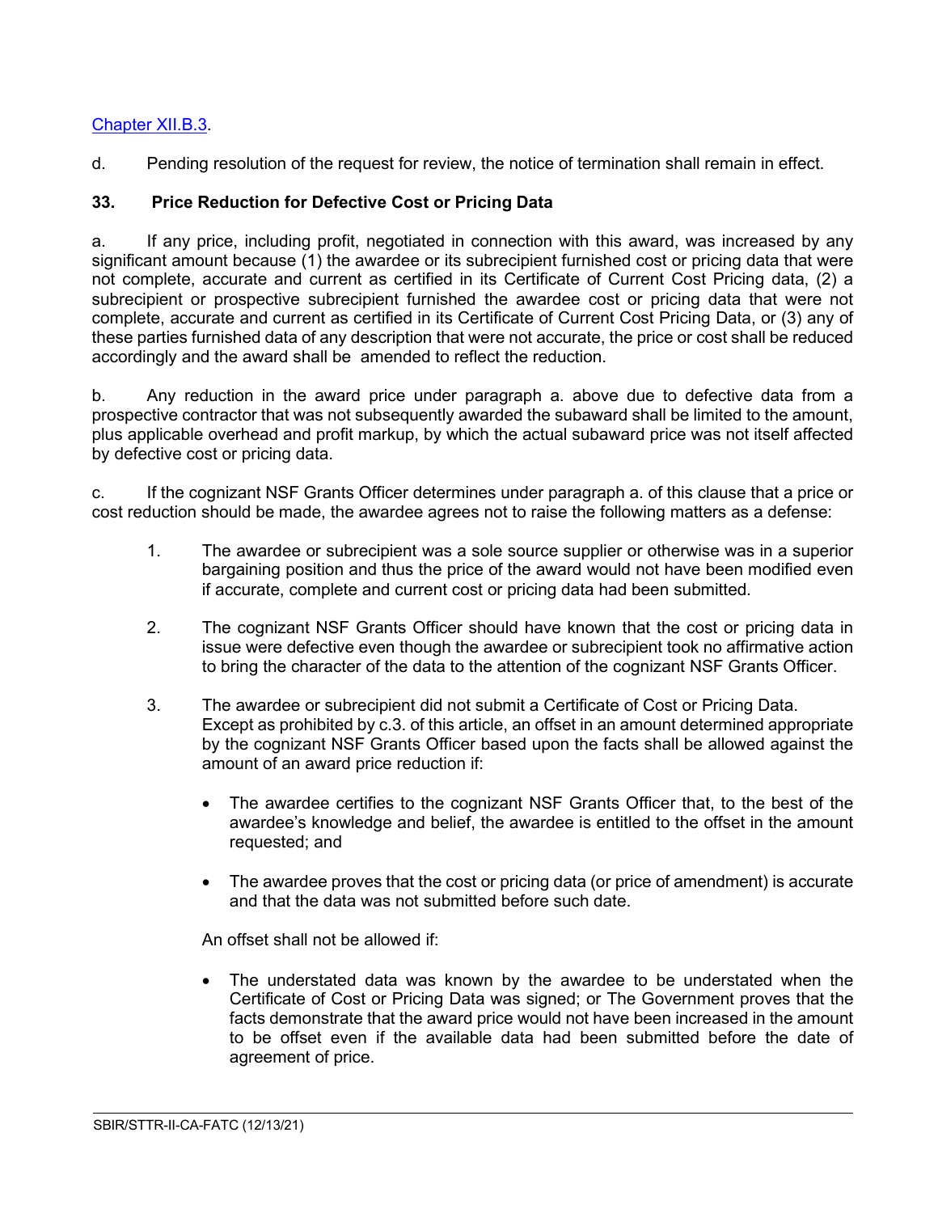Chapter XII.B.3.

d. Pending resolution of the request for review, the notice of termination shall remain in effect.

**33. Price Reduction for Defective Cost or Pricing Data**

a. If any price, including profit, negotiated in connection with this award, was increased by any significant amount because (1) the awardee or its subrecipient furnished cost or pricing data that were not complete, accurate and current as certified in its Certificate of Current Cost Pricing data, (2) a subrecipient or prospective subrecipient furnished the awardee cost or pricing data that were not complete, accurate and current as certified in its Certificate of Current Cost Pricing Data, or (3) any of these parties furnished data of any description that were not accurate, the price or cost shall be reduced accordingly and the award shall be amended to reflect the reduction.

b. Any reduction in the award price under paragraph a. above due to defective data from a prospective contractor that was not subsequently awarded the subaward shall be limited to the amount, plus applicable overhead and profit markup, by which the actual subaward price was not itself affected by defective cost or pricing data.

c. If the cognizant NSF Grants Officer determines under paragraph a. of this clause that a price or cost reduction should be made, the awardee agrees not to raise the following matters as a defense:

1. The awardee or subrecipient was a sole source supplier or otherwise was in a superior bargaining position and thus the price of the award would not have been modified even if accurate, complete and current cost or pricing data had been submitted.

2. The cognizant NSF Grants Officer should have known that the cost or pricing data in issue were defective even though the awardee or subrecipient took no affirmative action to bring the character of the data to the attention of the cognizant NSF Grants Officer.

3. The awardee or subrecipient did not submit a Certificate of Cost or Pricing Data.
   Except as prohibited by c.3. of this article, an offset in an amount determined appropriate by the cognizant NSF Grants Officer based upon the facts shall be allowed against the amount of an award price reduction if:

   - The awardee certifies to the cognizant NSF Grants Officer that, to the best of the awardee's knowledge and belief, the awardee is entitled to the offset in the amount requested; and

   - The awardee proves that the cost or pricing data (or price of amendment) is accurate and that the data was not submitted before such date.

   An offset shall not be allowed if:

   - The understated data was known by the awardee to be understated when the Certificate of Cost or Pricing Data was signed; or The Government proves that the facts demonstrate that the award price would not have been increased in the amount to be offset even if the available data had been submitted before the date of agreement of price.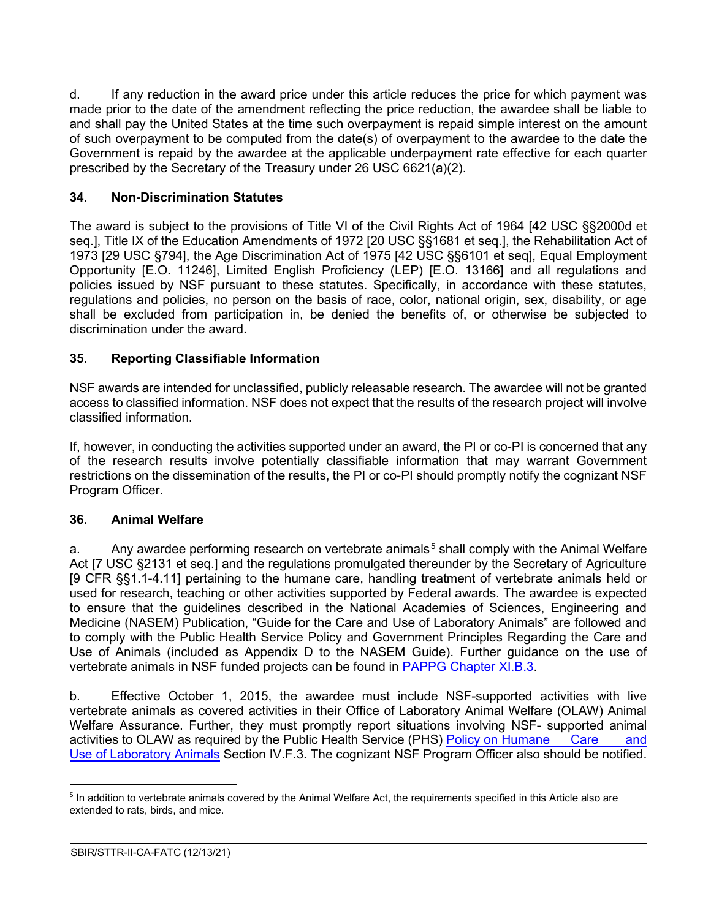d. If any reduction in the award price under this article reduces the price for which payment was made prior to the date of the amendment reflecting the price reduction, the awardee shall be liable to and shall pay the United States at the time such overpayment is repaid simple interest on the amount of such overpayment to be computed from the date(s) of overpayment to the awardee to the date the Government is repaid by the awardee at the applicable underpayment rate effective for each quarter prescribed by the Secretary of the Treasury under 26 USC 6621(a)(2).

### 34. Non-Discrimination Statutes

The award is subject to the provisions of Title VI of the Civil Rights Act of 1964 [42 USC §§2000d et seq.], Title IX of the Education Amendments of 1972 [20 USC §§1681 et seq.], the Rehabilitation Act of 1973 [29 USC §794], the Age Discrimination Act of 1975 [42 USC §§6101 et seq], Equal Employment Opportunity [E.O. 11246], Limited English Proficiency (LEP) [E.O. 13166] and all regulations and policies issued by NSF pursuant to these statutes. Specifically, in accordance with these statutes, regulations and policies, no person on the basis of race, color, national origin, sex, disability, or age shall be excluded from participation in, be denied the benefits of, or otherwise be subjected to discrimination under the award.

### 35. Reporting Classifiable Information

NSF awards are intended for unclassified, publicly releasable research. The awardee will not be granted access to classified information. NSF does not expect that the results of the research project will involve classified information.

If, however, in conducting the activities supported under an award, the PI or co-PI is concerned that any of the research results involve potentially classifiable information that may warrant Government restrictions on the dissemination of the results, the PI or co-PI should promptly notify the cognizant NSF Program Officer.

### 36. Animal Welfare

a. Any awardee performing research on vertebrate animals[5] shall comply with the Animal Welfare Act [7 USC §2131 et seq.] and the regulations promulgated thereunder by the Secretary of Agriculture [9 CFR §§1.1-4.11] pertaining to the humane care, handling treatment of vertebrate animals held or used for research, teaching or other activities supported by Federal awards. The awardee is expected to ensure that the guidelines described in the National Academies of Sciences, Engineering and Medicine (NASEM) Publication, "Guide for the Care and Use of Laboratory Animals" are followed and to comply with the Public Health Service Policy and Government Principles Regarding the Care and Use of Animals (included as Appendix D to the NASEM Guide). Further guidance on the use of vertebrate animals in NSF funded projects can be found in PAPPG Chapter XI.B.3.

b. Effective October 1, 2015, the awardee must include NSF-supported activities with live vertebrate animals as covered activities in their Office of Laboratory Animal Welfare (OLAW) Animal Welfare Assurance. Further, they must promptly report situations involving NSF- supported animal activities to OLAW as required by the Public Health Service (PHS) Policy on Humane Care and Use of Laboratory Animals Section IV.F.3. The cognizant NSF Program Officer also should be notified.

---

[5] In addition to vertebrate animals covered by the Animal Welfare Act, the requirements specified in this Article also are extended to rats, birds, and mice.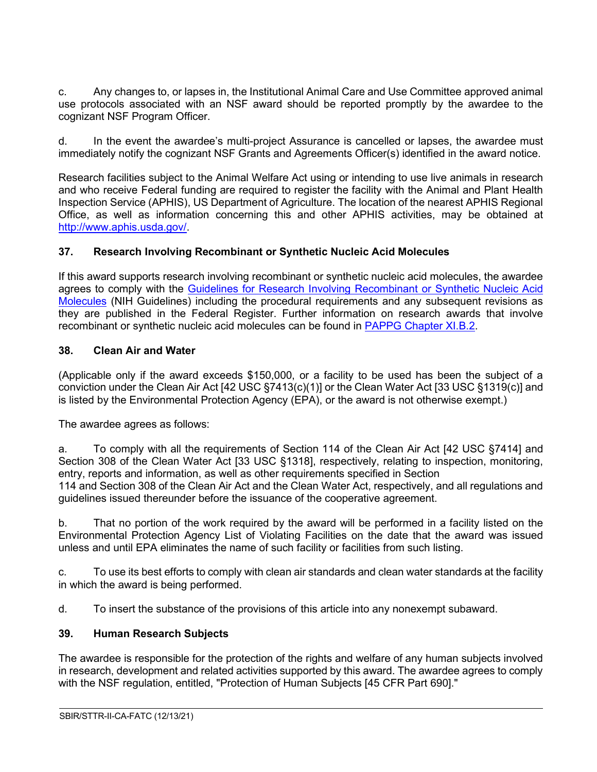c. Any changes to, or lapses in, the Institutional Animal Care and Use Committee approved animal use protocols associated with an NSF award should be reported promptly by the awardee to the cognizant NSF Program Officer.

d. In the event the awardee's multi-project Assurance is cancelled or lapses, the awardee must immediately notify the cognizant NSF Grants and Agreements Officer(s) identified in the award notice.

Research facilities subject to the Animal Welfare Act using or intending to use live animals in research and who receive Federal funding are required to register the facility with the Animal and Plant Health Inspection Service (APHIS), US Department of Agriculture. The location of the nearest APHIS Regional Office, as well as information concerning this and other APHIS activities, may be obtained at [http://www.aphis.usda.gov/](http://www.aphis.usda.gov/).

### 37. Research Involving Recombinant or Synthetic Nucleic Acid Molecules

If this award supports research involving recombinant or synthetic nucleic acid molecules, the awardee agrees to comply with the Guidelines for Research Involving Recombinant or Synthetic Nucleic Acid Molecules (NIH Guidelines) including the procedural requirements and any subsequent revisions as they are published in the Federal Register. Further information on research awards that involve recombinant or synthetic nucleic acid molecules can be found in PAPPG Chapter XI.B.2.

### 38. Clean Air and Water

(Applicable only if the award exceeds $150,000, or a facility to be used has been the subject of a conviction under the Clean Air Act [42 USC §7413(c)(1)] or the Clean Water Act [33 USC §1319(c)] and is listed by the Environmental Protection Agency (EPA), or the award is not otherwise exempt.)

The awardee agrees as follows:

a. To comply with all the requirements of Section 114 of the Clean Air Act [42 USC §7414] and Section 308 of the Clean Water Act [33 USC §1318], respectively, relating to inspection, monitoring, entry, reports and information, as well as other requirements specified in Section 114 and Section 308 of the Clean Air Act and the Clean Water Act, respectively, and all regulations and guidelines issued thereunder before the issuance of the cooperative agreement.

b. That no portion of the work required by the award will be performed in a facility listed on the Environmental Protection Agency List of Violating Facilities on the date that the award was issued unless and until EPA eliminates the name of such facility or facilities from such listing.

c. To use its best efforts to comply with clean air standards and clean water standards at the facility in which the award is being performed.

d. To insert the substance of the provisions of this article into any nonexempt subaward.

### 39. Human Research Subjects

The awardee is responsible for the protection of the rights and welfare of any human subjects involved in research, development and related activities supported by this award. The awardee agrees to comply with the NSF regulation, entitled, "Protection of Human Subjects [45 CFR Part 690]."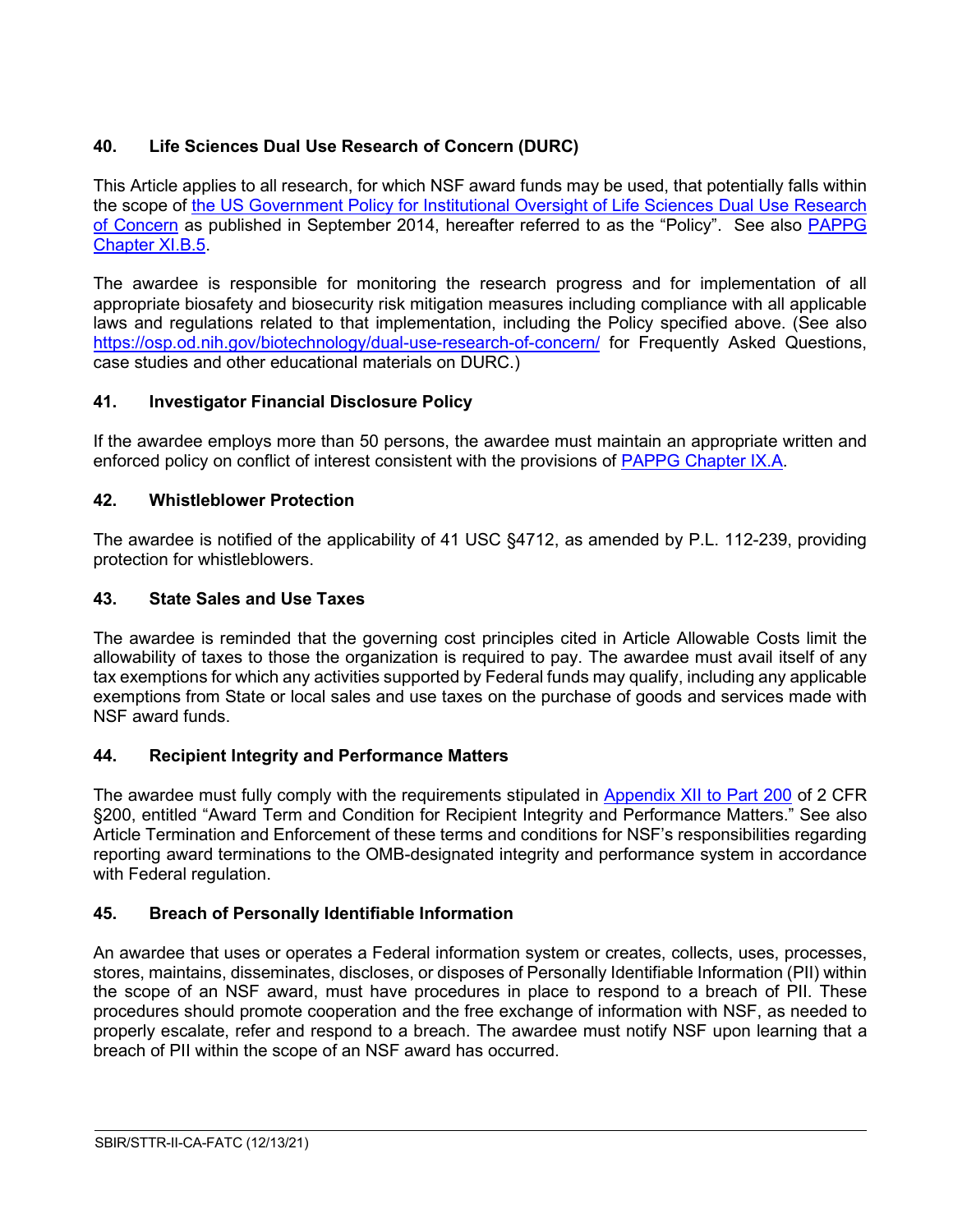### 40. Life Sciences Dual Use Research of Concern (DURC)

This Article applies to all research, for which NSF award funds may be used, that potentially falls within the scope of the US Government Policy for Institutional Oversight of Life Sciences Dual Use Research of Concern as published in September 2014, hereafter referred to as the "Policy". See also PAPPG Chapter XI.B.5.

The awardee is responsible for monitoring the research progress and for implementation of all appropriate biosafety and biosecurity risk mitigation measures including compliance with all applicable laws and regulations related to that implementation, including the Policy specified above. (See also https://osp.od.nih.gov/biotechnology/dual-use-research-of-concern/ for Frequently Asked Questions, case studies and other educational materials on DURC.)

### 41. Investigator Financial Disclosure Policy

If the awardee employs more than 50 persons, the awardee must maintain an appropriate written and enforced policy on conflict of interest consistent with the provisions of PAPPG Chapter IX.A.

### 42. Whistleblower Protection

The awardee is notified of the applicability of 41 USC §4712, as amended by P.L. 112-239, providing protection for whistleblowers.

### 43. State Sales and Use Taxes

The awardee is reminded that the governing cost principles cited in Article Allowable Costs limit the allowability of taxes to those the organization is required to pay. The awardee must avail itself of any tax exemptions for which any activities supported by Federal funds may qualify, including any applicable exemptions from State or local sales and use taxes on the purchase of goods and services made with NSF award funds.

### 44. Recipient Integrity and Performance Matters

The awardee must fully comply with the requirements stipulated in Appendix XII to Part 200 of 2 CFR §200, entitled "Award Term and Condition for Recipient Integrity and Performance Matters." See also Article Termination and Enforcement of these terms and conditions for NSF's responsibilities regarding reporting award terminations to the OMB-designated integrity and performance system in accordance with Federal regulation.

### 45. Breach of Personally Identifiable Information

An awardee that uses or operates a Federal information system or creates, collects, uses, processes, stores, maintains, disseminates, discloses, or disposes of Personally Identifiable Information (PII) within the scope of an NSF award, must have procedures in place to respond to a breach of PII. These procedures should promote cooperation and the free exchange of information with NSF, as needed to properly escalate, refer and respond to a breach. The awardee must notify NSF upon learning that a breach of PII within the scope of an NSF award has occurred.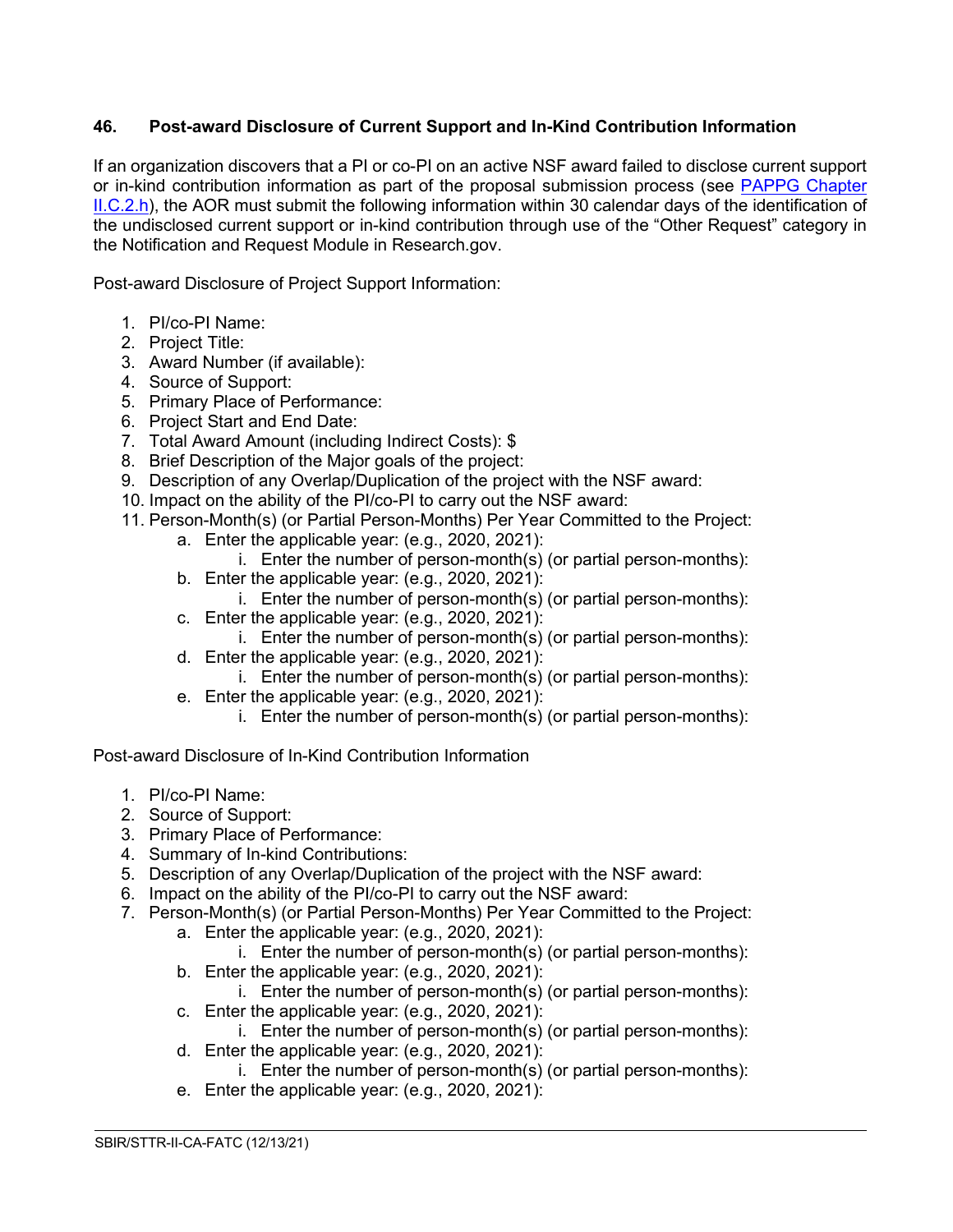## 46. Post-award Disclosure of Current Support and In-Kind Contribution Information

If an organization discovers that a PI or co-PI on an active NSF award failed to disclose current support or in-kind contribution information as part of the proposal submission process (see [PAPPG Chapter II.C.2.h](PAPPG Chapter II.C.2.h)), the AOR must submit the following information within 30 calendar days of the identification of the undisclosed current support or in-kind contribution through use of the "Other Request" category in the Notification and Request Module in Research.gov.

Post-award Disclosure of Project Support Information:

1. PI/co-PI Name:
2. Project Title:
3. Award Number (if available):
4. Source of Support:
5. Primary Place of Performance:
6. Project Start and End Date:
7. Total Award Amount (including Indirect Costs): $
8. Brief Description of the Major goals of the project:
9. Description of any Overlap/Duplication of the project with the NSF award:
10. Impact on the ability of the PI/co-PI to carry out the NSF award:
11. Person-Month(s) (or Partial Person-Months) Per Year Committed to the Project:
    a. Enter the applicable year: (e.g., 2020, 2021):
        i. Enter the number of person-month(s) (or partial person-months):
    b. Enter the applicable year: (e.g., 2020, 2021):
        i. Enter the number of person-month(s) (or partial person-months):
    c. Enter the applicable year: (e.g., 2020, 2021):
        i. Enter the number of person-month(s) (or partial person-months):
    d. Enter the applicable year: (e.g., 2020, 2021):
        i. Enter the number of person-month(s) (or partial person-months):
    e. Enter the applicable year: (e.g., 2020, 2021):
        i. Enter the number of person-month(s) (or partial person-months):

Post-award Disclosure of In-Kind Contribution Information

1. PI/co-PI Name:
2. Source of Support:
3. Primary Place of Performance:
4. Summary of In-kind Contributions:
5. Description of any Overlap/Duplication of the project with the NSF award:
6. Impact on the ability of the PI/co-PI to carry out the NSF award:
7. Person-Month(s) (or Partial Person-Months) Per Year Committed to the Project:
    a. Enter the applicable year: (e.g., 2020, 2021):
        i. Enter the number of person-month(s) (or partial person-months):
    b. Enter the applicable year: (e.g., 2020, 2021):
        i. Enter the number of person-month(s) (or partial person-months):
    c. Enter the applicable year: (e.g., 2020, 2021):
        i. Enter the number of person-month(s) (or partial person-months):
    d. Enter the applicable year: (e.g., 2020, 2021):
        i. Enter the number of person-month(s) (or partial person-months):
    e. Enter the applicable year: (e.g., 2020, 2021):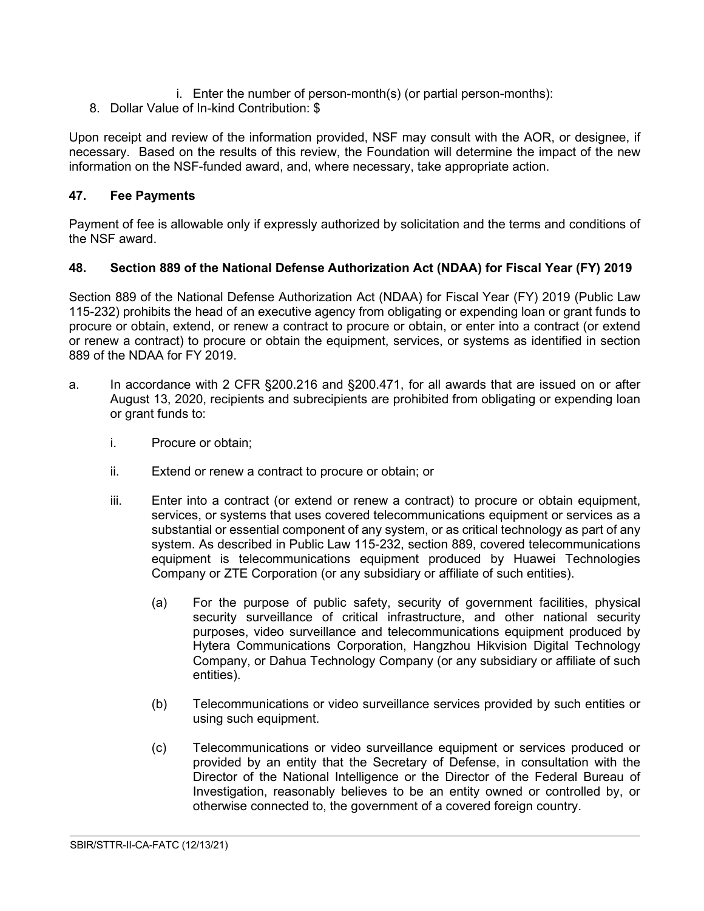i. Enter the number of person-month(s) (or partial person-months):

8. Dollar Value of In-kind Contribution: $

Upon receipt and review of the information provided, NSF may consult with the AOR, or designee, if necessary. Based on the results of this review, the Foundation will determine the impact of the new information on the NSF-funded award, and, where necessary, take appropriate action.

## 47. Fee Payments

Payment of fee is allowable only if expressly authorized by solicitation and the terms and conditions of the NSF award.

## 48. Section 889 of the National Defense Authorization Act (NDAA) for Fiscal Year (FY) 2019

Section 889 of the National Defense Authorization Act (NDAA) for Fiscal Year (FY) 2019 (Public Law 115-232) prohibits the head of an executive agency from obligating or expending loan or grant funds to procure or obtain, extend, or renew a contract to procure or obtain, or enter into a contract (or extend or renew a contract) to procure or obtain the equipment, services, or systems as identified in section 889 of the NDAA for FY 2019.

a. In accordance with 2 CFR §200.216 and §200.471, for all awards that are issued on or after August 13, 2020, recipients and subrecipients are prohibited from obligating or expending loan or grant funds to:

   i. Procure or obtain;

   ii. Extend or renew a contract to procure or obtain; or

   iii. Enter into a contract (or extend or renew a contract) to procure or obtain equipment, services, or systems that uses covered telecommunications equipment or services as a substantial or essential component of any system, or as critical technology as part of any system. As described in Public Law 115-232, section 889, covered telecommunications equipment is telecommunications equipment produced by Huawei Technologies Company or ZTE Corporation (or any subsidiary or affiliate of such entities).

      (a) For the purpose of public safety, security of government facilities, physical security surveillance of critical infrastructure, and other national security purposes, video surveillance and telecommunications equipment produced by Hytera Communications Corporation, Hangzhou Hikvision Digital Technology Company, or Dahua Technology Company (or any subsidiary or affiliate of such entities).

      (b) Telecommunications or video surveillance services provided by such entities or using such equipment.

      (c) Telecommunications or video surveillance equipment or services produced or provided by an entity that the Secretary of Defense, in consultation with the Director of the National Intelligence or the Director of the Federal Bureau of Investigation, reasonably believes to be an entity owned or controlled by, or otherwise connected to, the government of a covered foreign country.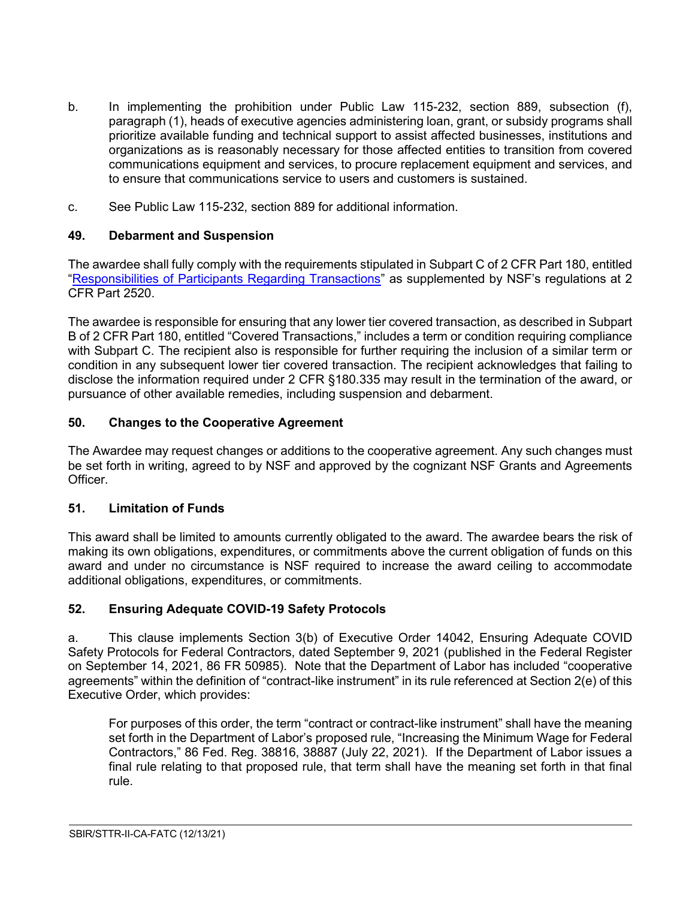b. In implementing the prohibition under Public Law 115-232, section 889, subsection (f), paragraph (1), heads of executive agencies administering loan, grant, or subsidy programs shall prioritize available funding and technical support to assist affected businesses, institutions and organizations as is reasonably necessary for those affected entities to transition from covered communications equipment and services, to procure replacement equipment and services, and to ensure that communications service to users and customers is sustained.

c. See Public Law 115-232, section 889 for additional information.

### 49. Debarment and Suspension

The awardee shall fully comply with the requirements stipulated in Subpart C of 2 CFR Part 180, entitled "Responsibilities of Participants Regarding Transactions" as supplemented by NSF's regulations at 2 CFR Part 2520.

The awardee is responsible for ensuring that any lower tier covered transaction, as described in Subpart B of 2 CFR Part 180, entitled "Covered Transactions," includes a term or condition requiring compliance with Subpart C. The recipient also is responsible for further requiring the inclusion of a similar term or condition in any subsequent lower tier covered transaction. The recipient acknowledges that failing to disclose the information required under 2 CFR §180.335 may result in the termination of the award, or pursuance of other available remedies, including suspension and debarment.

### 50. Changes to the Cooperative Agreement

The Awardee may request changes or additions to the cooperative agreement. Any such changes must be set forth in writing, agreed to by NSF and approved by the cognizant NSF Grants and Agreements Officer.

### 51. Limitation of Funds

This award shall be limited to amounts currently obligated to the award. The awardee bears the risk of making its own obligations, expenditures, or commitments above the current obligation of funds on this award and under no circumstance is NSF required to increase the award ceiling to accommodate additional obligations, expenditures, or commitments.

### 52. Ensuring Adequate COVID-19 Safety Protocols

a. This clause implements Section 3(b) of Executive Order 14042, Ensuring Adequate COVID Safety Protocols for Federal Contractors, dated September 9, 2021 (published in the Federal Register on September 14, 2021, 86 FR 50985). Note that the Department of Labor has included "cooperative agreements" within the definition of "contract-like instrument" in its rule referenced at Section 2(e) of this Executive Order, which provides:

> For purposes of this order, the term "contract or contract-like instrument" shall have the meaning set forth in the Department of Labor's proposed rule, "Increasing the Minimum Wage for Federal Contractors," 86 Fed. Reg. 38816, 38887 (July 22, 2021). If the Department of Labor issues a final rule relating to that proposed rule, that term shall have the meaning set forth in that final rule.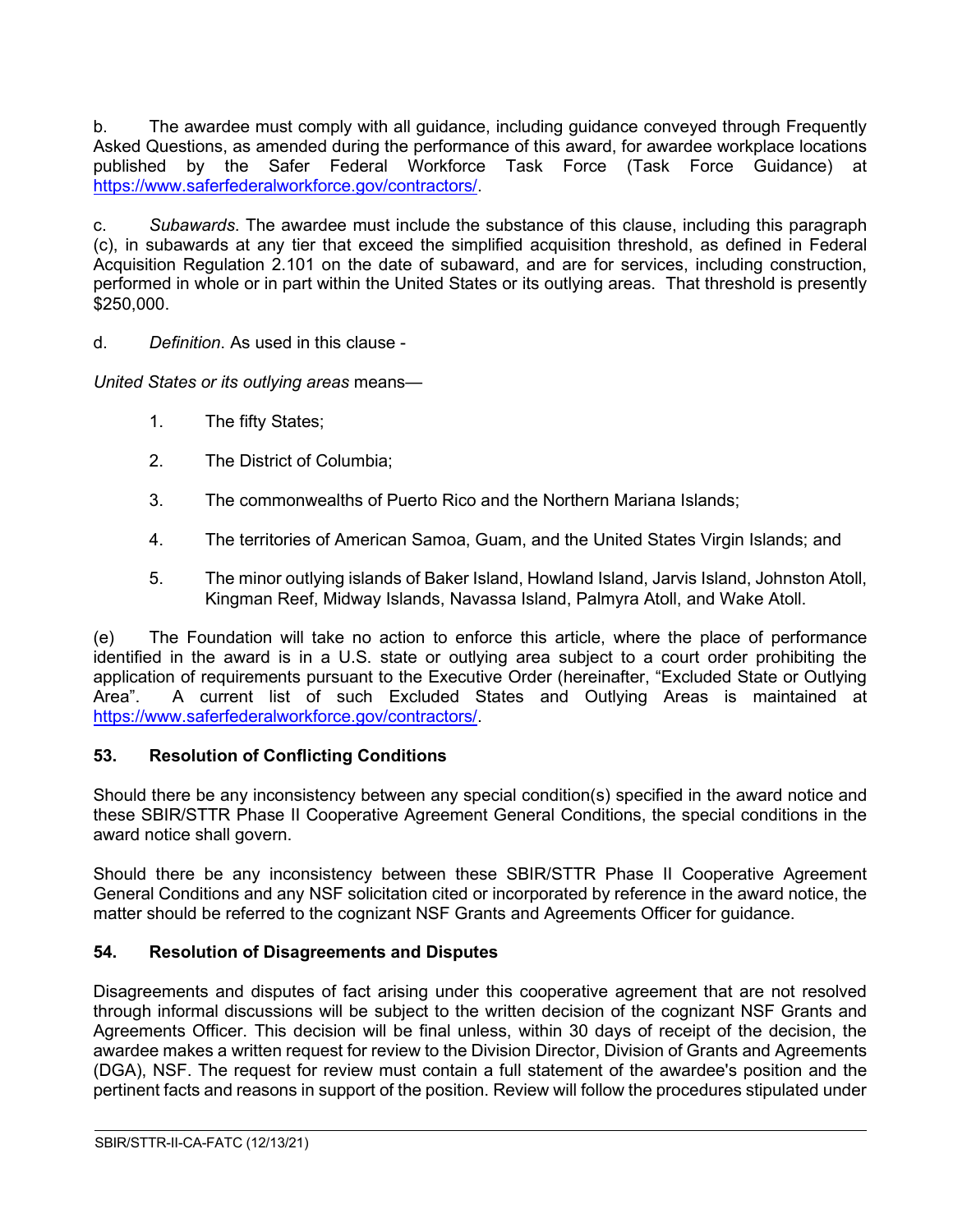b. The awardee must comply with all guidance, including guidance conveyed through Frequently Asked Questions, as amended during the performance of this award, for awardee workplace locations published by the Safer Federal Workforce Task Force (Task Force Guidance) at https://www.saferfederalworkforce.gov/contractors/.

c. *Subawards*. The awardee must include the substance of this clause, including this paragraph (c), in subawards at any tier that exceed the simplified acquisition threshold, as defined in Federal Acquisition Regulation 2.101 on the date of subaward, and are for services, including construction, performed in whole or in part within the United States or its outlying areas. That threshold is presently $250,000.

d. *Definition*. As used in this clause -

*United States or its outlying areas* means—

1. The fifty States;
2. The District of Columbia;
3. The commonwealths of Puerto Rico and the Northern Mariana Islands;
4. The territories of American Samoa, Guam, and the United States Virgin Islands; and
5. The minor outlying islands of Baker Island, Howland Island, Jarvis Island, Johnston Atoll, Kingman Reef, Midway Islands, Navassa Island, Palmyra Atoll, and Wake Atoll.

(e) The Foundation will take no action to enforce this article, where the place of performance identified in the award is in a U.S. state or outlying area subject to a court order prohibiting the application of requirements pursuant to the Executive Order (hereinafter, "Excluded State or Outlying Area". A current list of such Excluded States and Outlying Areas is maintained at https://www.saferfederalworkforce.gov/contractors/.

## 53. Resolution of Conflicting Conditions

Should there be any inconsistency between any special condition(s) specified in the award notice and these SBIR/STTR Phase II Cooperative Agreement General Conditions, the special conditions in the award notice shall govern.

Should there be any inconsistency between these SBIR/STTR Phase II Cooperative Agreement General Conditions and any NSF solicitation cited or incorporated by reference in the award notice, the matter should be referred to the cognizant NSF Grants and Agreements Officer for guidance.

## 54. Resolution of Disagreements and Disputes

Disagreements and disputes of fact arising under this cooperative agreement that are not resolved through informal discussions will be subject to the written decision of the cognizant NSF Grants and Agreements Officer. This decision will be final unless, within 30 days of receipt of the decision, the awardee makes a written request for review to the Division Director, Division of Grants and Agreements (DGA), NSF. The request for review must contain a full statement of the awardee's position and the pertinent facts and reasons in support of the position. Review will follow the procedures stipulated under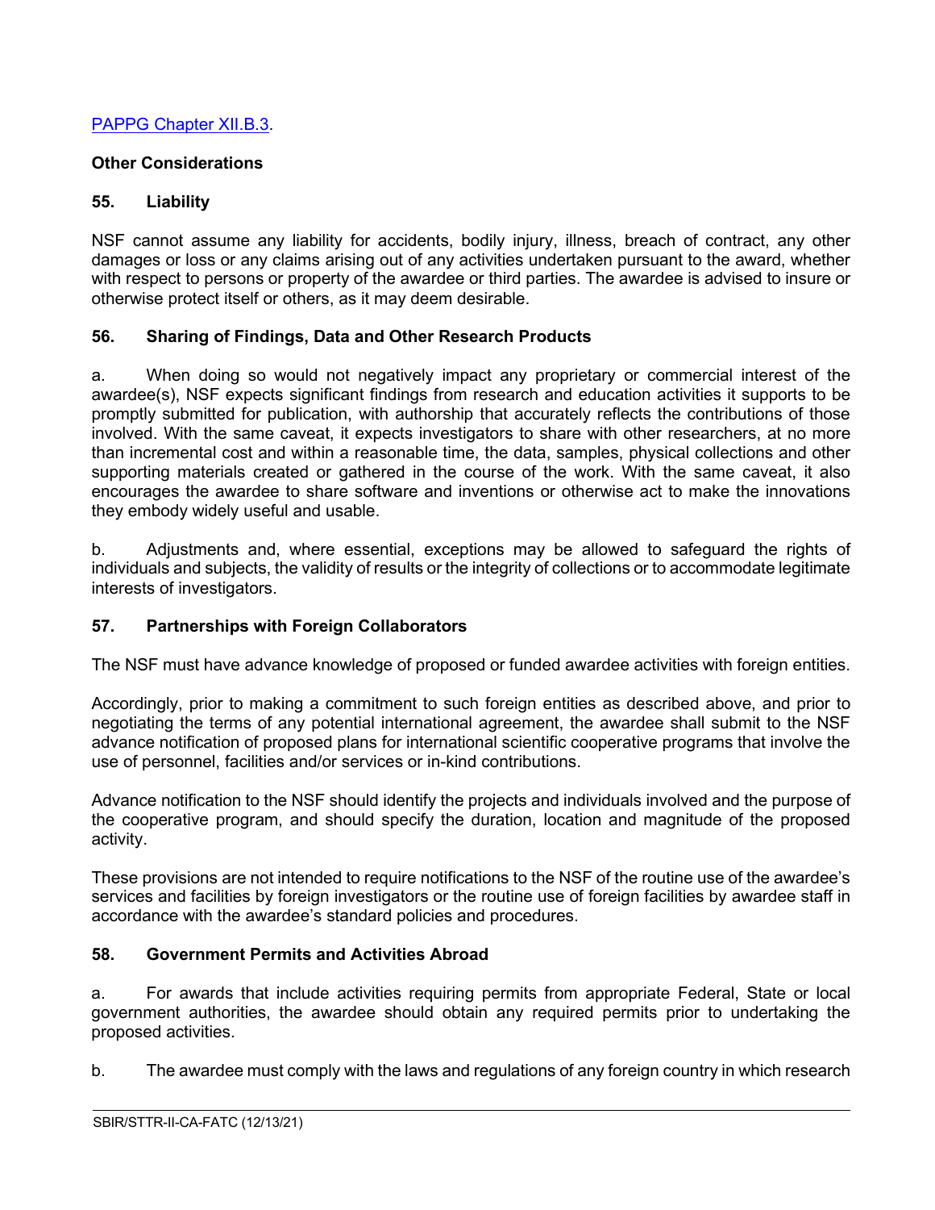PAPPG Chapter XII.B.3.

**Other Considerations**

**55. Liability**

NSF cannot assume any liability for accidents, bodily injury, illness, breach of contract, any other damages or loss or any claims arising out of any activities undertaken pursuant to the award, whether with respect to persons or property of the awardee or third parties. The awardee is advised to insure or otherwise protect itself or others, as it may deem desirable.

**56. Sharing of Findings, Data and Other Research Products**

a. When doing so would not negatively impact any proprietary or commercial interest of the awardee(s), NSF expects significant findings from research and education activities it supports to be promptly submitted for publication, with authorship that accurately reflects the contributions of those involved. With the same caveat, it expects investigators to share with other researchers, at no more than incremental cost and within a reasonable time, the data, samples, physical collections and other supporting materials created or gathered in the course of the work. With the same caveat, it also encourages the awardee to share software and inventions or otherwise act to make the innovations they embody widely useful and usable.

b. Adjustments and, where essential, exceptions may be allowed to safeguard the rights of individuals and subjects, the validity of results or the integrity of collections or to accommodate legitimate interests of investigators.

**57. Partnerships with Foreign Collaborators**

The NSF must have advance knowledge of proposed or funded awardee activities with foreign entities.

Accordingly, prior to making a commitment to such foreign entities as described above, and prior to negotiating the terms of any potential international agreement, the awardee shall submit to the NSF advance notification of proposed plans for international scientific cooperative programs that involve the use of personnel, facilities and/or services or in-kind contributions.

Advance notification to the NSF should identify the projects and individuals involved and the purpose of the cooperative program, and should specify the duration, location and magnitude of the proposed activity.

These provisions are not intended to require notifications to the NSF of the routine use of the awardee's services and facilities by foreign investigators or the routine use of foreign facilities by awardee staff in accordance with the awardee's standard policies and procedures.

**58. Government Permits and Activities Abroad**

a. For awards that include activities requiring permits from appropriate Federal, State or local government authorities, the awardee should obtain any required permits prior to undertaking the proposed activities.

b. The awardee must comply with the laws and regulations of any foreign country in which research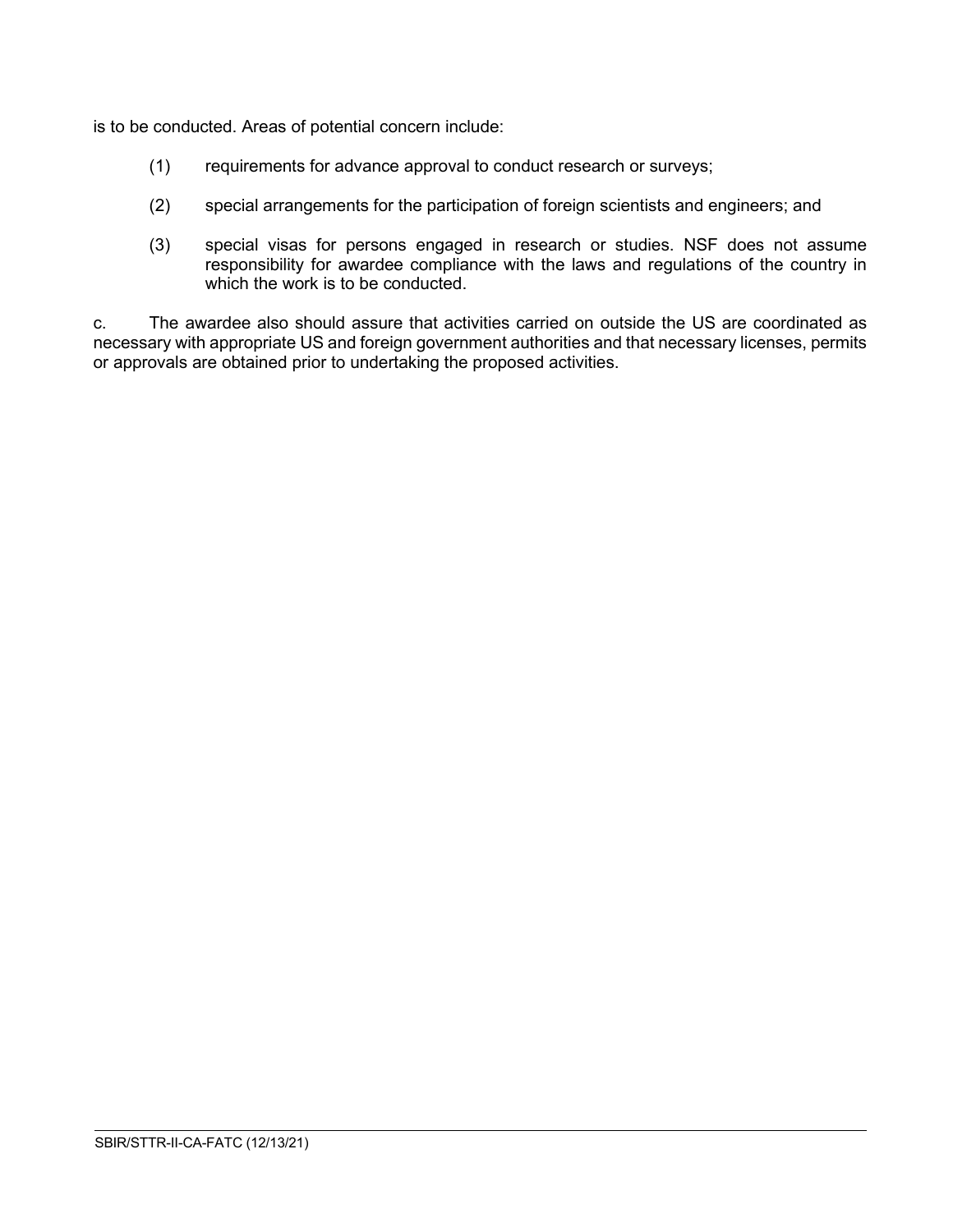is to be conducted. Areas of potential concern include:

(1) requirements for advance approval to conduct research or surveys;

(2) special arrangements for the participation of foreign scientists and engineers; and

(3) special visas for persons engaged in research or studies. NSF does not assume responsibility for awardee compliance with the laws and regulations of the country in which the work is to be conducted.

c. The awardee also should assure that activities carried on outside the US are coordinated as necessary with appropriate US and foreign government authorities and that necessary licenses, permits or approvals are obtained prior to undertaking the proposed activities.